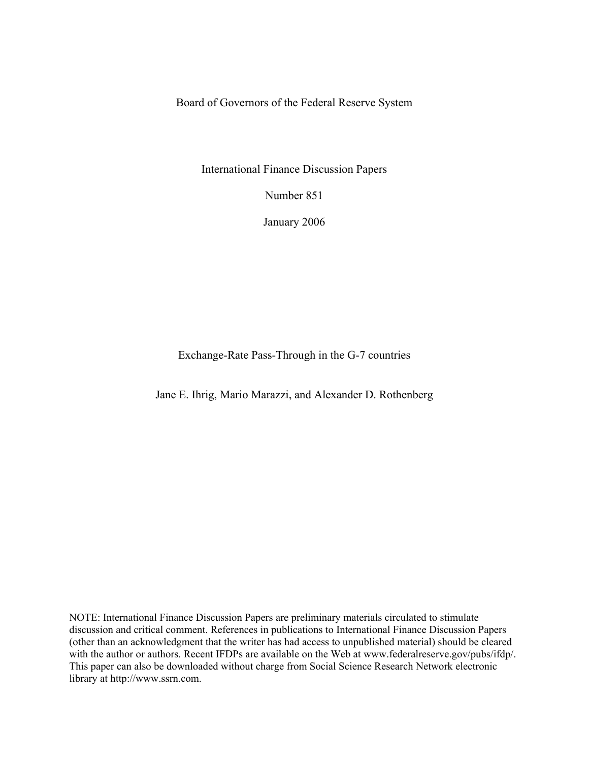Board of Governors of the Federal Reserve System

International Finance Discussion Papers

Number 851

January 2006

# Exchange-Rate Pass-Through in the G-7 countries

Jane E. Ihrig, Mario Marazzi, and Alexander D. Rothenberg

NOTE: International Finance Discussion Papers are preliminary materials circulated to stimulate discussion and critical comment. References in publications to International Finance Discussion Papers (other than an acknowledgment that the writer has had access to unpublished material) should be cleared with the author or authors. Recent IFDPs are available on the Web at www.federalreserve.gov/pubs/ifdp/. This paper can also be downloaded without charge from Social Science Research Network electronic library at http://www.ssrn.com.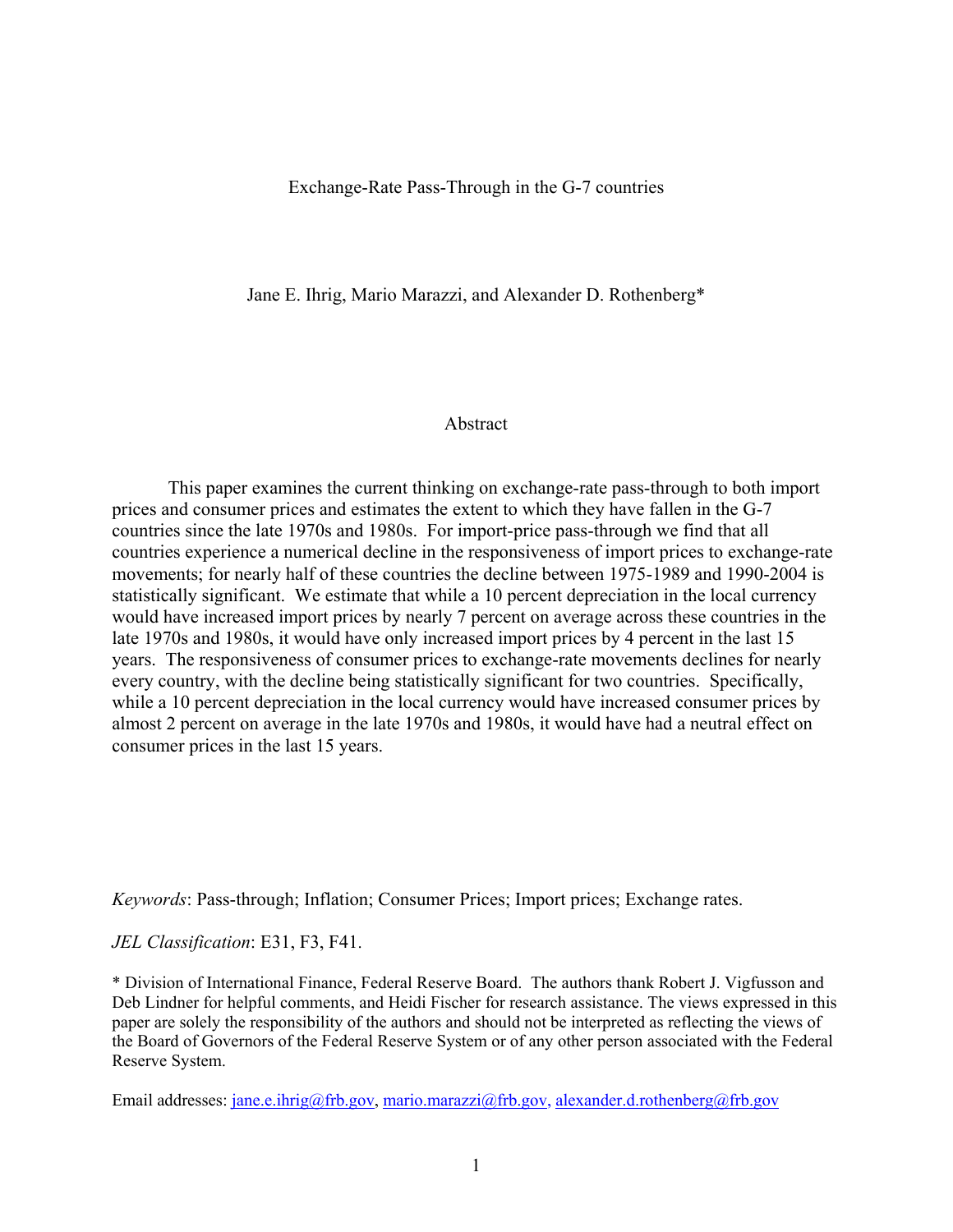Exchange-Rate Pass-Through in the G-7 countries

Jane E. Ihrig, Mario Marazzi, and Alexander D. Rothenberg*

Abstract

This paper examines the current thinking on exchange-rate pass-through to both import prices and consumer prices and estimates the extent to which they have fallen in the G-7 countries since the late 1970s and 1980s. For import-price pass-through we find that all countries experience a numerical decline in the responsiveness of import prices to exchange-rate movements; for nearly half of these countries the decline between 1975-1989 and 1990-2004 is statistically significant. We estimate that while a 10 percent depreciation in the local currency would have increased import prices by nearly 7 percent on average across these countries in the late 1970s and 1980s, it would have only increased import prices by 4 percent in the last 15 years. The responsiveness of consumer prices to exchange-rate movements declines for nearly every country, with the decline being statistically significant for two countries. Specifically, while a 10 percent depreciation in the local currency would have increased consumer prices by almost 2 percent on average in the late 1970s and 1980s, it would have had a neutral effect on consumer prices in the last 15 years.

*Keywords*: Pass-through; Inflation; Consumer Prices; Import prices; Exchange rates.

*JEL Classification*: E31, F3, F41.

* Division of International Finance, Federal Reserve Board. The authors thank Robert J. Vigfusson and Deb Lindner for helpful comments, and Heidi Fischer for research assistance. The views expressed in this paper are solely the responsibility of the authors and should not be interpreted as reflecting the views of the Board of Governors of the Federal Reserve System or of any other person associated with the Federal Reserve System.

Email addresses: jane.e.ihrig@frb.gov, mario.marazzi@frb.gov, alexander.d.rothenberg@frb.gov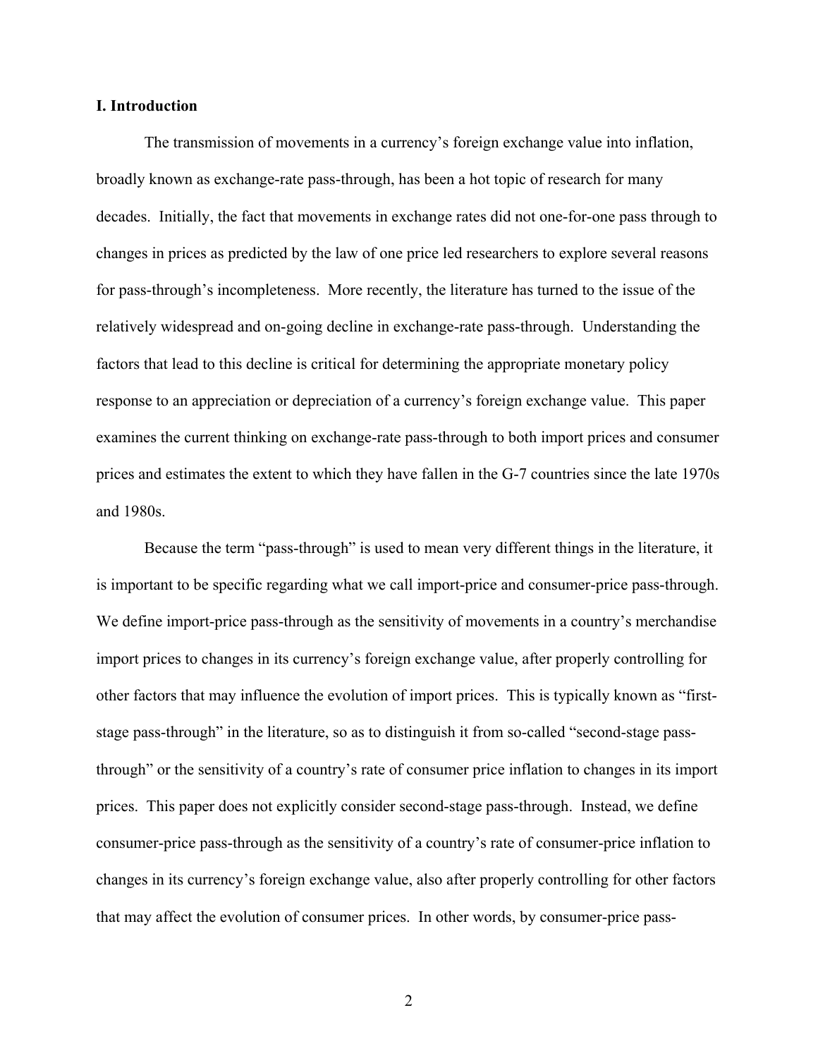## I. Introduction

The transmission of movements in a currency's foreign exchange value into inflation, broadly known as exchange-rate pass-through, has been a hot topic of research for many decades. Initially, the fact that movements in exchange rates did not one-for-one pass through to changes in prices as predicted by the law of one price led researchers to explore several reasons for pass-through's incompleteness. More recently, the literature has turned to the issue of the relatively widespread and on-going decline in exchange-rate pass-through. Understanding the factors that lead to this decline is critical for determining the appropriate monetary policy response to an appreciation or depreciation of a currency's foreign exchange value. This paper examines the current thinking on exchange-rate pass-through to both import prices and consumer prices and estimates the extent to which they have fallen in the G-7 countries since the late 1970s and 1980s.

Because the term "pass-through" is used to mean very different things in the literature, it is important to be specific regarding what we call import-price and consumer-price pass-through. We define import-price pass-through as the sensitivity of movements in a country's merchandise import prices to changes in its currency's foreign exchange value, after properly controlling for other factors that may influence the evolution of import prices. This is typically known as "first-stage pass-through" in the literature, so as to distinguish it from so-called "second-stage pass-through" or the sensitivity of a country's rate of consumer price inflation to changes in its import prices. This paper does not explicitly consider second-stage pass-through. Instead, we define consumer-price pass-through as the sensitivity of a country's rate of consumer-price inflation to changes in its currency's foreign exchange value, also after properly controlling for other factors that may affect the evolution of consumer prices. In other words, by consumer-price pass-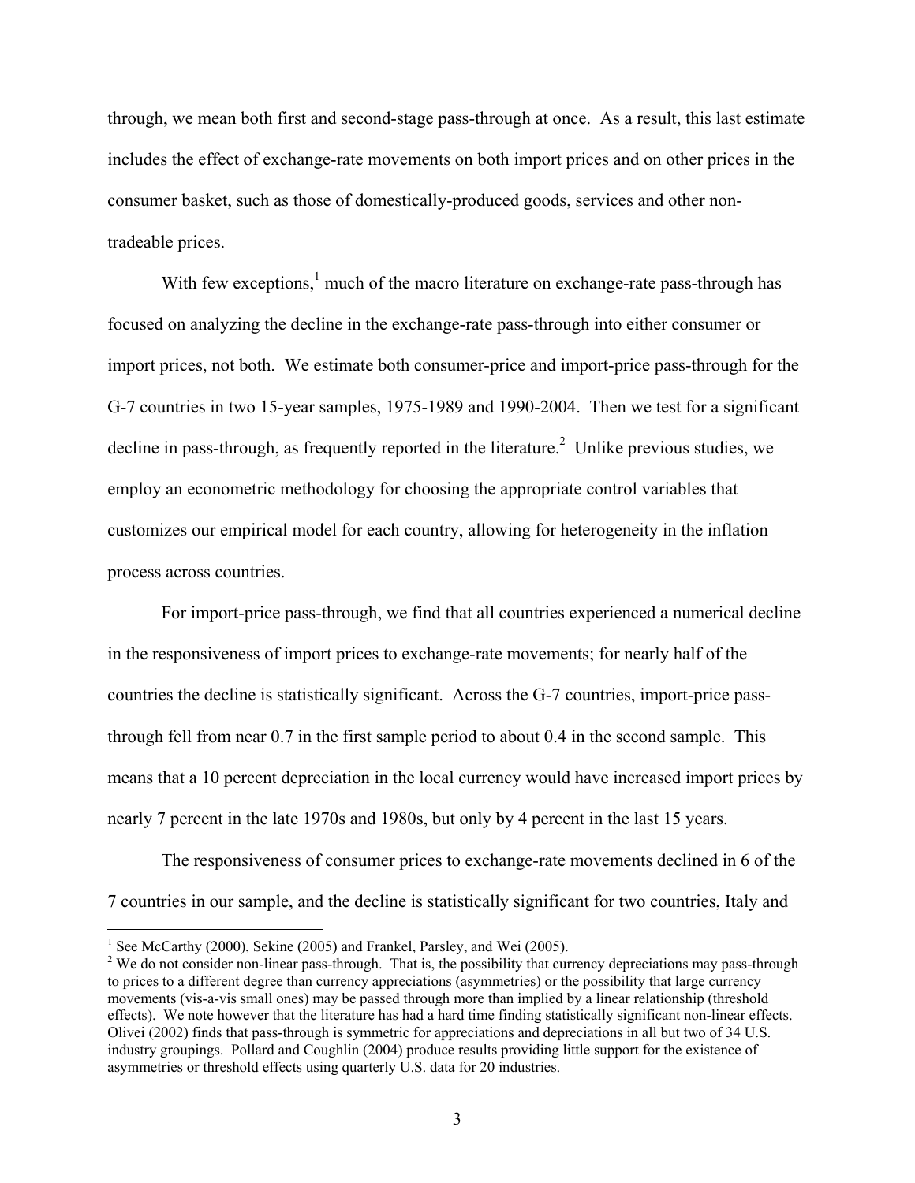through, we mean both first and second-stage pass-through at once. As a result, this last estimate includes the effect of exchange-rate movements on both import prices and on other prices in the consumer basket, such as those of domestically-produced goods, services and other non-tradeable prices.

With few exceptions,[1] much of the macro literature on exchange-rate pass-through has focused on analyzing the decline in the exchange-rate pass-through into either consumer or import prices, not both. We estimate both consumer-price and import-price pass-through for the G-7 countries in two 15-year samples, 1975-1989 and 1990-2004. Then we test for a significant decline in pass-through, as frequently reported in the literature.[2] Unlike previous studies, we employ an econometric methodology for choosing the appropriate control variables that customizes our empirical model for each country, allowing for heterogeneity in the inflation process across countries.

For import-price pass-through, we find that all countries experienced a numerical decline in the responsiveness of import prices to exchange-rate movements; for nearly half of the countries the decline is statistically significant. Across the G-7 countries, import-price pass-through fell from near 0.7 in the first sample period to about 0.4 in the second sample. This means that a 10 percent depreciation in the local currency would have increased import prices by nearly 7 percent in the late 1970s and 1980s, but only by 4 percent in the last 15 years.

The responsiveness of consumer prices to exchange-rate movements declined in 6 of the 7 countries in our sample, and the decline is statistically significant for two countries, Italy and

[1] See McCarthy (2000), Sekine (2005) and Frankel, Parsley, and Wei (2005).

[2] We do not consider non-linear pass-through. That is, the possibility that currency depreciations may pass-through to prices to a different degree than currency appreciations (asymmetries) or the possibility that large currency movements (vis-a-vis small ones) may be passed through more than implied by a linear relationship (threshold effects). We note however that the literature has had a hard time finding statistically significant non-linear effects. Olivei (2002) finds that pass-through is symmetric for appreciations and depreciations in all but two of 34 U.S. industry groupings. Pollard and Coughlin (2004) produce results providing little support for the existence of asymmetries or threshold effects using quarterly U.S. data for 20 industries.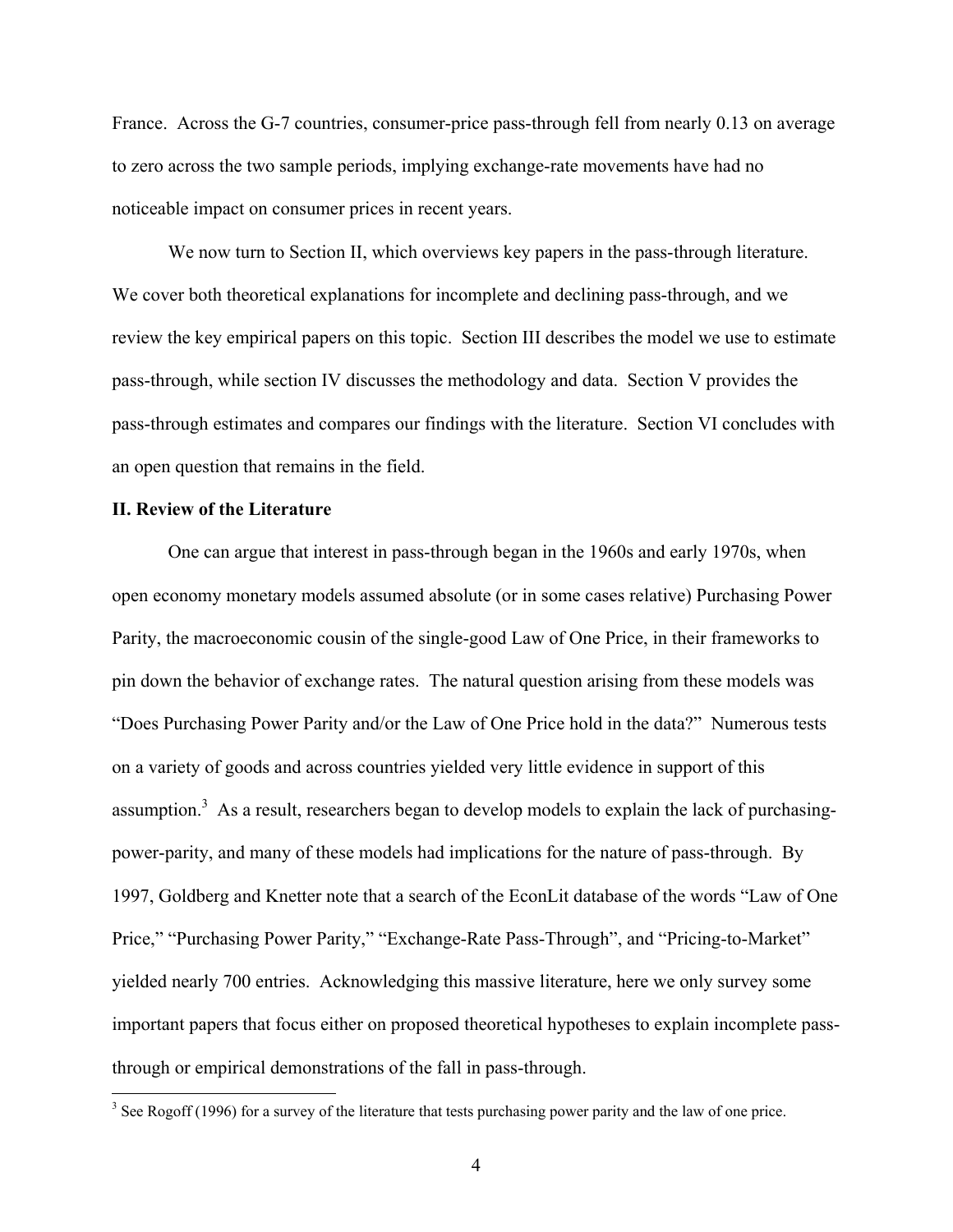France. Across the G-7 countries, consumer-price pass-through fell from nearly 0.13 on average to zero across the two sample periods, implying exchange-rate movements have had no noticeable impact on consumer prices in recent years.

We now turn to Section II, which overviews key papers in the pass-through literature. We cover both theoretical explanations for incomplete and declining pass-through, and we review the key empirical papers on this topic. Section III describes the model we use to estimate pass-through, while section IV discusses the methodology and data. Section V provides the pass-through estimates and compares our findings with the literature. Section VI concludes with an open question that remains in the field.

## II. Review of the Literature

One can argue that interest in pass-through began in the 1960s and early 1970s, when open economy monetary models assumed absolute (or in some cases relative) Purchasing Power Parity, the macroeconomic cousin of the single-good Law of One Price, in their frameworks to pin down the behavior of exchange rates. The natural question arising from these models was "Does Purchasing Power Parity and/or the Law of One Price hold in the data?" Numerous tests on a variety of goods and across countries yielded very little evidence in support of this assumption.[3] As a result, researchers began to develop models to explain the lack of purchasing-power-parity, and many of these models had implications for the nature of pass-through. By 1997, Goldberg and Knetter note that a search of the EconLit database of the words "Law of One Price," "Purchasing Power Parity," "Exchange-Rate Pass-Through", and "Pricing-to-Market" yielded nearly 700 entries. Acknowledging this massive literature, here we only survey some important papers that focus either on proposed theoretical hypotheses to explain incomplete pass-through or empirical demonstrations of the fall in pass-through.

[3] See Rogoff (1996) for a survey of the literature that tests purchasing power parity and the law of one price.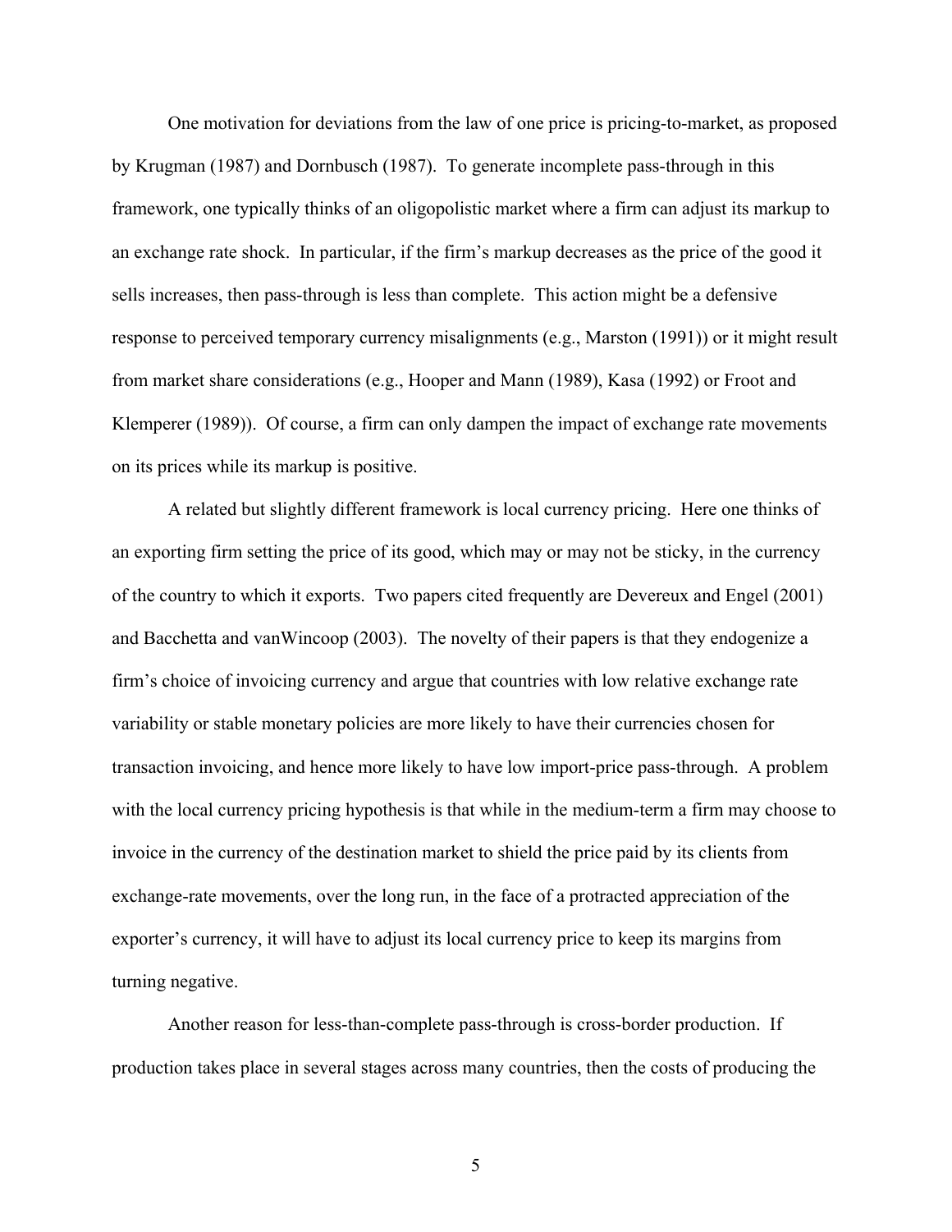One motivation for deviations from the law of one price is pricing-to-market, as proposed by Krugman (1987) and Dornbusch (1987). To generate incomplete pass-through in this framework, one typically thinks of an oligopolistic market where a firm can adjust its markup to an exchange rate shock. In particular, if the firm's markup decreases as the price of the good it sells increases, then pass-through is less than complete. This action might be a defensive response to perceived temporary currency misalignments (e.g., Marston (1991)) or it might result from market share considerations (e.g., Hooper and Mann (1989), Kasa (1992) or Froot and Klemperer (1989)). Of course, a firm can only dampen the impact of exchange rate movements on its prices while its markup is positive.

A related but slightly different framework is local currency pricing. Here one thinks of an exporting firm setting the price of its good, which may or may not be sticky, in the currency of the country to which it exports. Two papers cited frequently are Devereux and Engel (2001) and Bacchetta and vanWincoop (2003). The novelty of their papers is that they endogenize a firm's choice of invoicing currency and argue that countries with low relative exchange rate variability or stable monetary policies are more likely to have their currencies chosen for transaction invoicing, and hence more likely to have low import-price pass-through. A problem with the local currency pricing hypothesis is that while in the medium-term a firm may choose to invoice in the currency of the destination market to shield the price paid by its clients from exchange-rate movements, over the long run, in the face of a protracted appreciation of the exporter's currency, it will have to adjust its local currency price to keep its margins from turning negative.

Another reason for less-than-complete pass-through is cross-border production. If production takes place in several stages across many countries, then the costs of producing the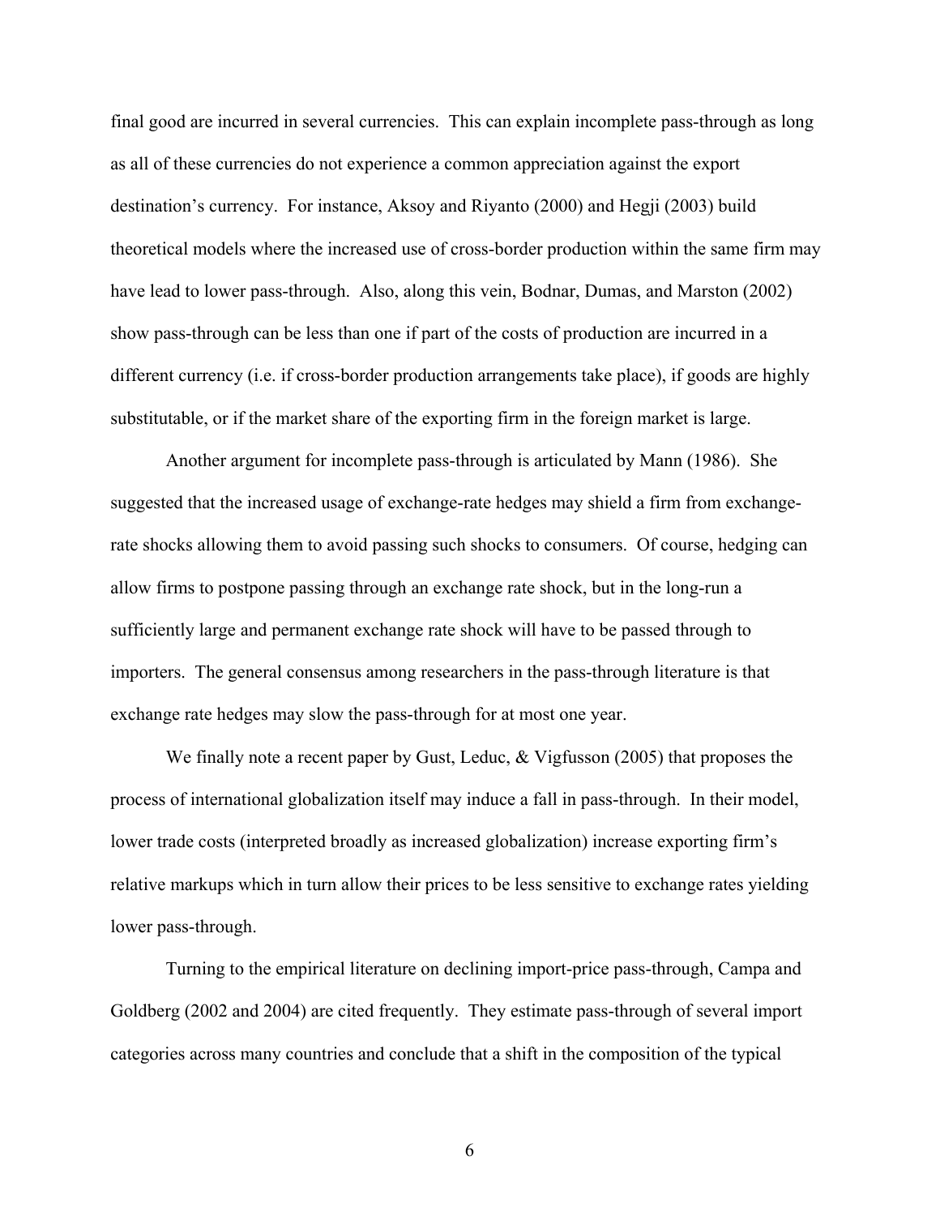final good are incurred in several currencies. This can explain incomplete pass-through as long as all of these currencies do not experience a common appreciation against the export destination's currency. For instance, Aksoy and Riyanto (2000) and Hegji (2003) build theoretical models where the increased use of cross-border production within the same firm may have lead to lower pass-through. Also, along this vein, Bodnar, Dumas, and Marston (2002) show pass-through can be less than one if part of the costs of production are incurred in a different currency (i.e. if cross-border production arrangements take place), if goods are highly substitutable, or if the market share of the exporting firm in the foreign market is large.

Another argument for incomplete pass-through is articulated by Mann (1986). She suggested that the increased usage of exchange-rate hedges may shield a firm from exchange-rate shocks allowing them to avoid passing such shocks to consumers. Of course, hedging can allow firms to postpone passing through an exchange rate shock, but in the long-run a sufficiently large and permanent exchange rate shock will have to be passed through to importers. The general consensus among researchers in the pass-through literature is that exchange rate hedges may slow the pass-through for at most one year.

We finally note a recent paper by Gust, Leduc, & Vigfusson (2005) that proposes the process of international globalization itself may induce a fall in pass-through. In their model, lower trade costs (interpreted broadly as increased globalization) increase exporting firm's relative markups which in turn allow their prices to be less sensitive to exchange rates yielding lower pass-through.

Turning to the empirical literature on declining import-price pass-through, Campa and Goldberg (2002 and 2004) are cited frequently. They estimate pass-through of several import categories across many countries and conclude that a shift in the composition of the typical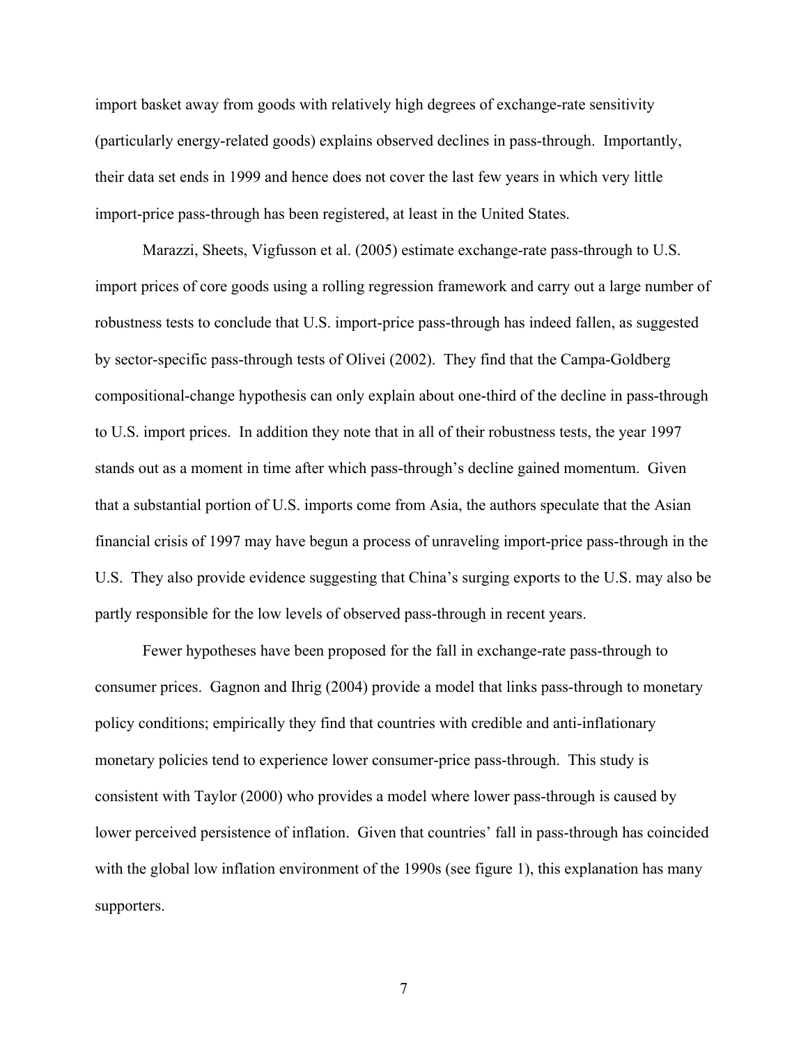import basket away from goods with relatively high degrees of exchange-rate sensitivity (particularly energy-related goods) explains observed declines in pass-through. Importantly, their data set ends in 1999 and hence does not cover the last few years in which very little import-price pass-through has been registered, at least in the United States.

Marazzi, Sheets, Vigfusson et al. (2005) estimate exchange-rate pass-through to U.S. import prices of core goods using a rolling regression framework and carry out a large number of robustness tests to conclude that U.S. import-price pass-through has indeed fallen, as suggested by sector-specific pass-through tests of Olivei (2002). They find that the Campa-Goldberg compositional-change hypothesis can only explain about one-third of the decline in pass-through to U.S. import prices. In addition they note that in all of their robustness tests, the year 1997 stands out as a moment in time after which pass-through's decline gained momentum. Given that a substantial portion of U.S. imports come from Asia, the authors speculate that the Asian financial crisis of 1997 may have begun a process of unraveling import-price pass-through in the U.S. They also provide evidence suggesting that China's surging exports to the U.S. may also be partly responsible for the low levels of observed pass-through in recent years.

Fewer hypotheses have been proposed for the fall in exchange-rate pass-through to consumer prices. Gagnon and Ihrig (2004) provide a model that links pass-through to monetary policy conditions; empirically they find that countries with credible and anti-inflationary monetary policies tend to experience lower consumer-price pass-through. This study is consistent with Taylor (2000) who provides a model where lower pass-through is caused by lower perceived persistence of inflation. Given that countries' fall in pass-through has coincided with the global low inflation environment of the 1990s (see figure 1), this explanation has many supporters.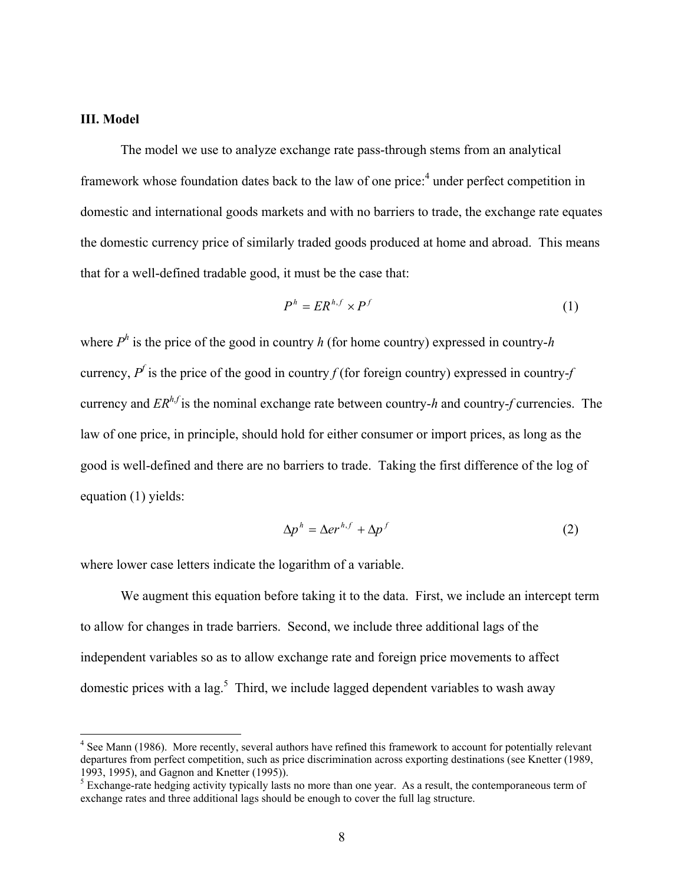### III. Model

The model we use to analyze exchange rate pass-through stems from an analytical framework whose foundation dates back to the law of one price:[4] under perfect competition in domestic and international goods markets and with no barriers to trade, the exchange rate equates the domestic currency price of similarly traded goods produced at home and abroad. This means that for a well-defined tradable good, it must be the case that:

$$P^h = ER^{h,f} \times P^f \tag{1}$$

where $P^h$ is the price of the good in country *h* (for home country) expressed in country-*h* currency, $P^f$ is the price of the good in country *f* (for foreign country) expressed in country-*f* currency and $ER^{h,f}$ is the nominal exchange rate between country-*h* and country-*f* currencies. The law of one price, in principle, should hold for either consumer or import prices, as long as the good is well-defined and there are no barriers to trade. Taking the first difference of the log of equation (1) yields:

$$\Delta p^h = \Delta er^{h,f} + \Delta p^f \tag{2}$$

where lower case letters indicate the logarithm of a variable.

We augment this equation before taking it to the data. First, we include an intercept term to allow for changes in trade barriers. Second, we include three additional lags of the independent variables so as to allow exchange rate and foreign price movements to affect domestic prices with a lag.[5] Third, we include lagged dependent variables to wash away

[4] See Mann (1986). More recently, several authors have refined this framework to account for potentially relevant departures from perfect competition, such as price discrimination across exporting destinations (see Knetter (1989, 1993, 1995), and Gagnon and Knetter (1995)).

[5] Exchange-rate hedging activity typically lasts no more than one year. As a result, the contemporaneous term of exchange rates and three additional lags should be enough to cover the full lag structure.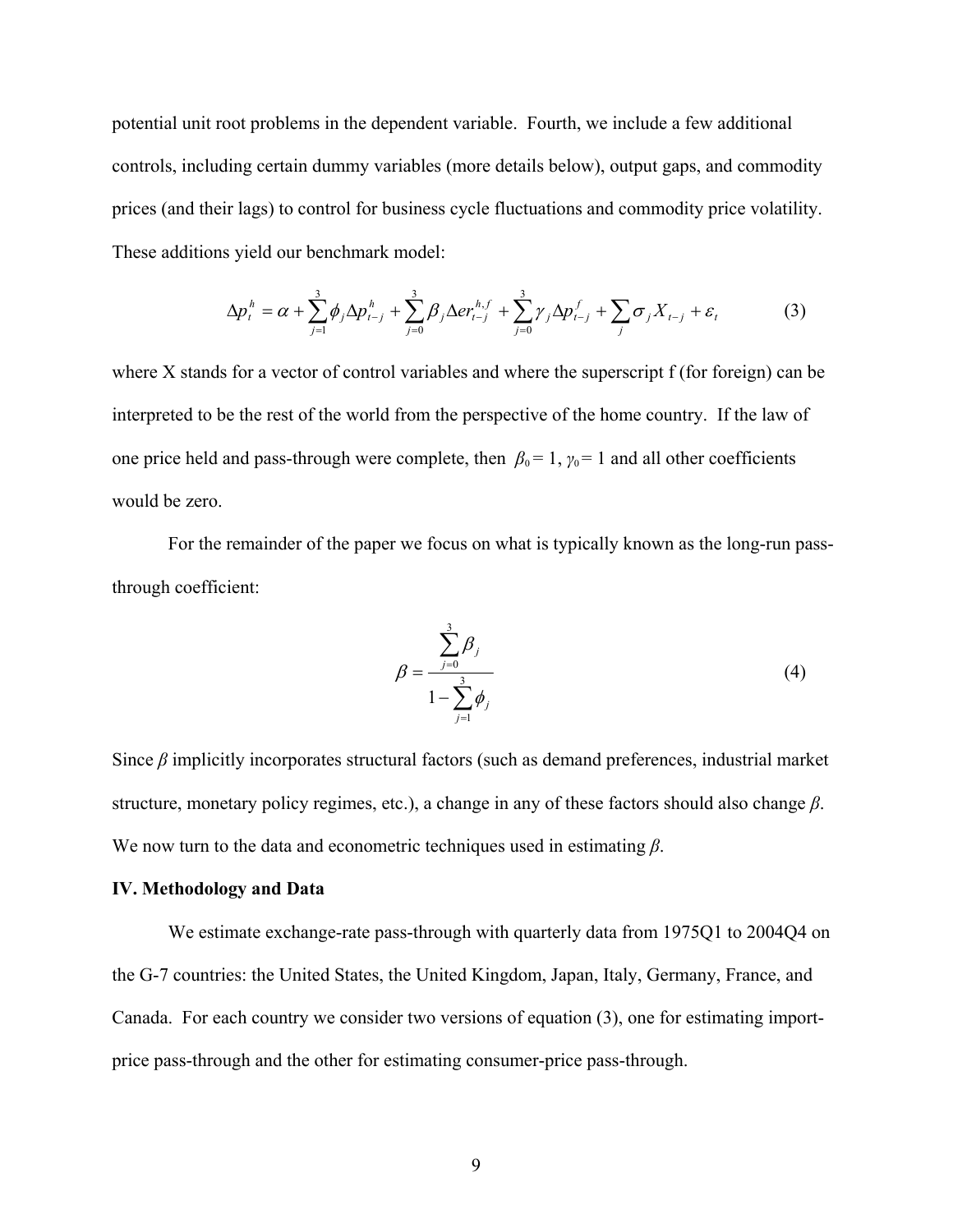potential unit root problems in the dependent variable. Fourth, we include a few additional controls, including certain dummy variables (more details below), output gaps, and commodity prices (and their lags) to control for business cycle fluctuations and commodity price volatility. These additions yield our benchmark model:

$$\Delta p_t^h = \alpha + \sum_{j=1}^{3} \phi_j \Delta p_{t-j}^h + \sum_{j=0}^{3} \beta_j \Delta er_{t-j}^{h,f} + \sum_{j=0}^{3} \gamma_j \Delta p_{t-j}^f + \sum_j \sigma_j X_{t-j} + \varepsilon_t \tag{3}$$

where X stands for a vector of control variables and where the superscript f (for foreign) can be interpreted to be the rest of the world from the perspective of the home country. If the law of one price held and pass-through were complete, then $\beta_0 = 1$, $\gamma_0 = 1$ and all other coefficients would be zero.

For the remainder of the paper we focus on what is typically known as the long-run pass-through coefficient:

$$\beta = \frac{\sum_{j=0}^{3} \beta_j}{1 - \sum_{j=1}^{3} \phi_j} \tag{4}$$

Since $\beta$ implicitly incorporates structural factors (such as demand preferences, industrial market structure, monetary policy regimes, etc.), a change in any of these factors should also change $\beta$. We now turn to the data and econometric techniques used in estimating $\beta$.

## IV. Methodology and Data

We estimate exchange-rate pass-through with quarterly data from 1975Q1 to 2004Q4 on the G-7 countries: the United States, the United Kingdom, Japan, Italy, Germany, France, and Canada. For each country we consider two versions of equation (3), one for estimating import-price pass-through and the other for estimating consumer-price pass-through.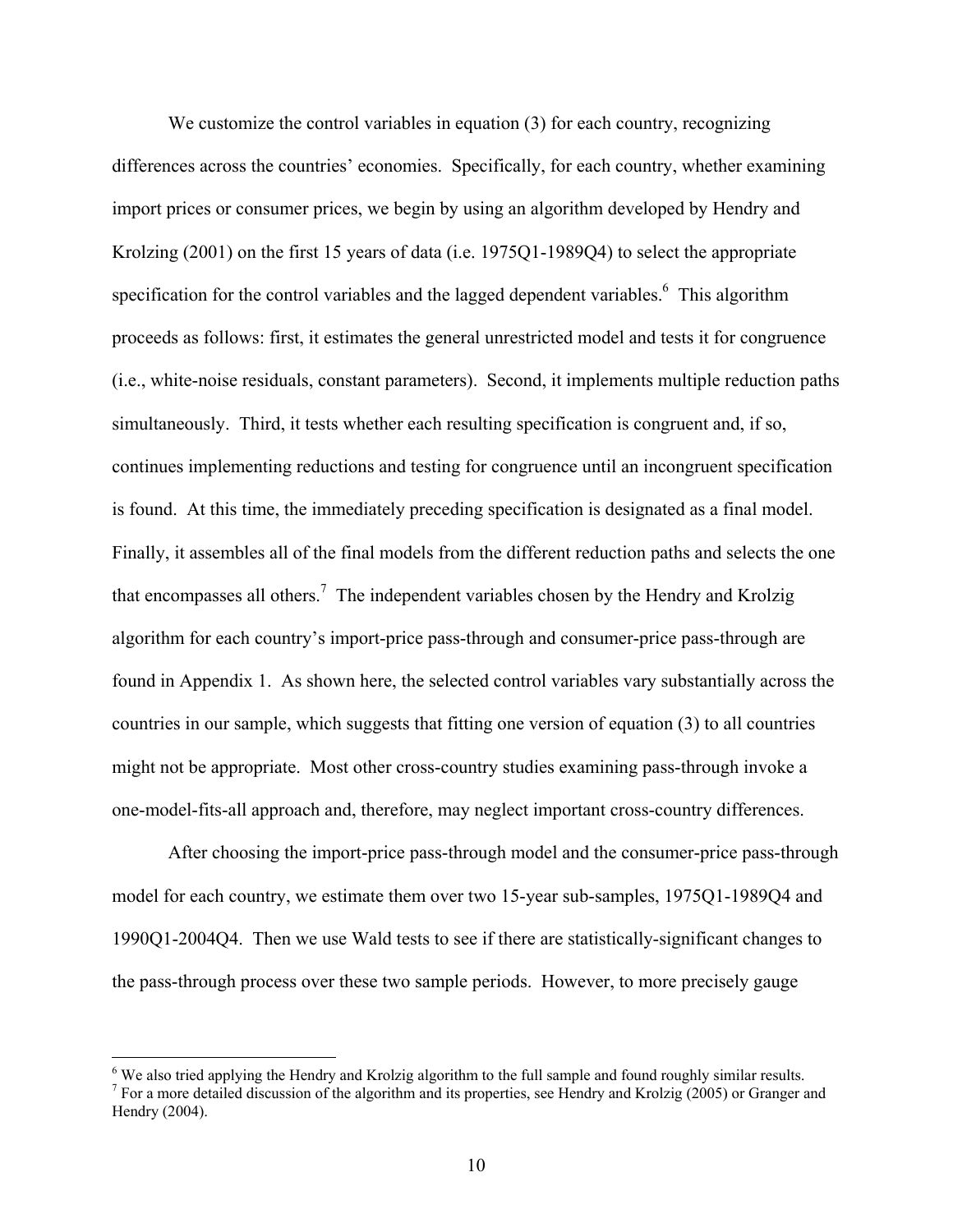We customize the control variables in equation (3) for each country, recognizing differences across the countries' economies. Specifically, for each country, whether examining import prices or consumer prices, we begin by using an algorithm developed by Hendry and Krolzing (2001) on the first 15 years of data (i.e. 1975Q1-1989Q4) to select the appropriate specification for the control variables and the lagged dependent variables.[6] This algorithm proceeds as follows: first, it estimates the general unrestricted model and tests it for congruence (i.e., white-noise residuals, constant parameters). Second, it implements multiple reduction paths simultaneously. Third, it tests whether each resulting specification is congruent and, if so, continues implementing reductions and testing for congruence until an incongruent specification is found. At this time, the immediately preceding specification is designated as a final model. Finally, it assembles all of the final models from the different reduction paths and selects the one that encompasses all others.[7] The independent variables chosen by the Hendry and Krolzig algorithm for each country's import-price pass-through and consumer-price pass-through are found in Appendix 1. As shown here, the selected control variables vary substantially across the countries in our sample, which suggests that fitting one version of equation (3) to all countries might not be appropriate. Most other cross-country studies examining pass-through invoke a one-model-fits-all approach and, therefore, may neglect important cross-country differences.

After choosing the import-price pass-through model and the consumer-price pass-through model for each country, we estimate them over two 15-year sub-samples, 1975Q1-1989Q4 and 1990Q1-2004Q4. Then we use Wald tests to see if there are statistically-significant changes to the pass-through process over these two sample periods. However, to more precisely gauge

---

[6] We also tried applying the Hendry and Krolzig algorithm to the full sample and found roughly similar results.

[7] For a more detailed discussion of the algorithm and its properties, see Hendry and Krolzig (2005) or Granger and Hendry (2004).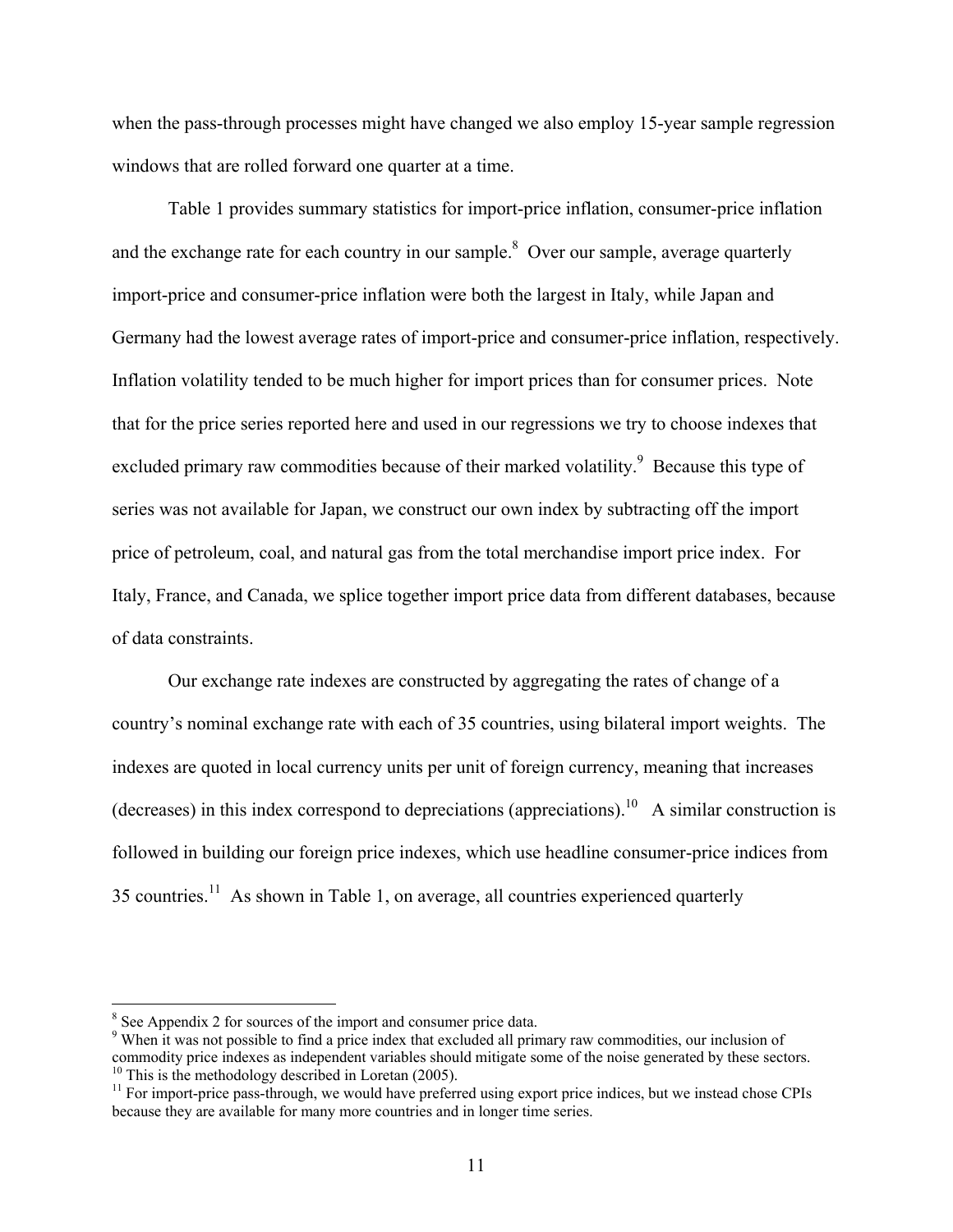when the pass-through processes might have changed we also employ 15-year sample regression windows that are rolled forward one quarter at a time.

Table 1 provides summary statistics for import-price inflation, consumer-price inflation and the exchange rate for each country in our sample.[8] Over our sample, average quarterly import-price and consumer-price inflation were both the largest in Italy, while Japan and Germany had the lowest average rates of import-price and consumer-price inflation, respectively. Inflation volatility tended to be much higher for import prices than for consumer prices. Note that for the price series reported here and used in our regressions we try to choose indexes that excluded primary raw commodities because of their marked volatility.[9] Because this type of series was not available for Japan, we construct our own index by subtracting off the import price of petroleum, coal, and natural gas from the total merchandise import price index. For Italy, France, and Canada, we splice together import price data from different databases, because of data constraints.

Our exchange rate indexes are constructed by aggregating the rates of change of a country's nominal exchange rate with each of 35 countries, using bilateral import weights. The indexes are quoted in local currency units per unit of foreign currency, meaning that increases (decreases) in this index correspond to depreciations (appreciations).[10] A similar construction is followed in building our foreign price indexes, which use headline consumer-price indices from 35 countries.[11] As shown in Table 1, on average, all countries experienced quarterly

[8] See Appendix 2 for sources of the import and consumer price data.
[9] When it was not possible to find a price index that excluded all primary raw commodities, our inclusion of commodity price indexes as independent variables should mitigate some of the noise generated by these sectors.
[10] This is the methodology described in Loretan (2005).
[11] For import-price pass-through, we would have preferred using export price indices, but we instead chose CPIs because they are available for many more countries and in longer time series.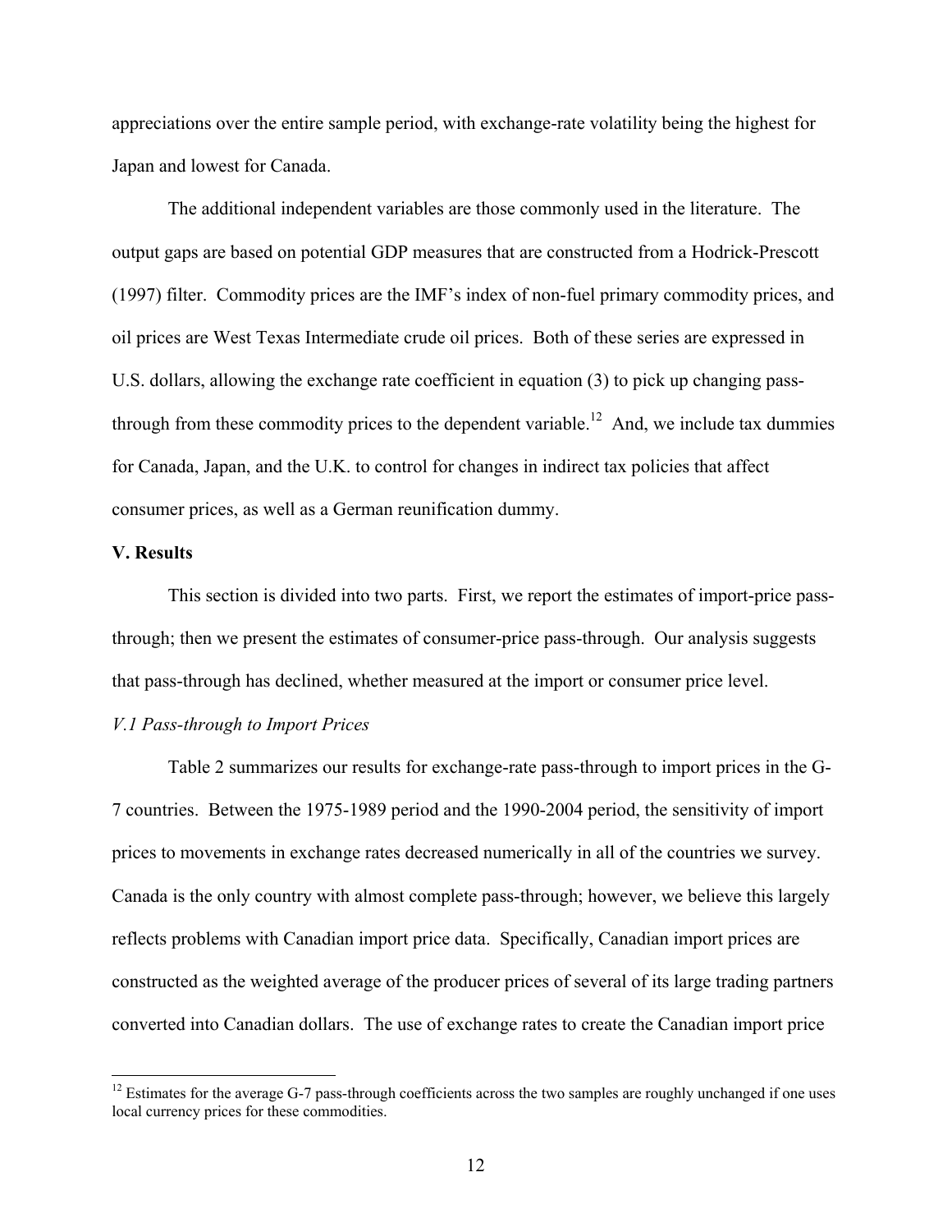appreciations over the entire sample period, with exchange-rate volatility being the highest for Japan and lowest for Canada.

The additional independent variables are those commonly used in the literature. The output gaps are based on potential GDP measures that are constructed from a Hodrick-Prescott (1997) filter. Commodity prices are the IMF's index of non-fuel primary commodity prices, and oil prices are West Texas Intermediate crude oil prices. Both of these series are expressed in U.S. dollars, allowing the exchange rate coefficient in equation (3) to pick up changing pass-through from these commodity prices to the dependent variable.[12] And, we include tax dummies for Canada, Japan, and the U.K. to control for changes in indirect tax policies that affect consumer prices, as well as a German reunification dummy.

## V. Results

This section is divided into two parts. First, we report the estimates of import-price pass-through; then we present the estimates of consumer-price pass-through. Our analysis suggests that pass-through has declined, whether measured at the import or consumer price level.

### *V.1 Pass-through to Import Prices*

Table 2 summarizes our results for exchange-rate pass-through to import prices in the G-7 countries. Between the 1975-1989 period and the 1990-2004 period, the sensitivity of import prices to movements in exchange rates decreased numerically in all of the countries we survey. Canada is the only country with almost complete pass-through; however, we believe this largely reflects problems with Canadian import price data. Specifically, Canadian import prices are constructed as the weighted average of the producer prices of several of its large trading partners converted into Canadian dollars. The use of exchange rates to create the Canadian import price

[12] Estimates for the average G-7 pass-through coefficients across the two samples are roughly unchanged if one uses local currency prices for these commodities.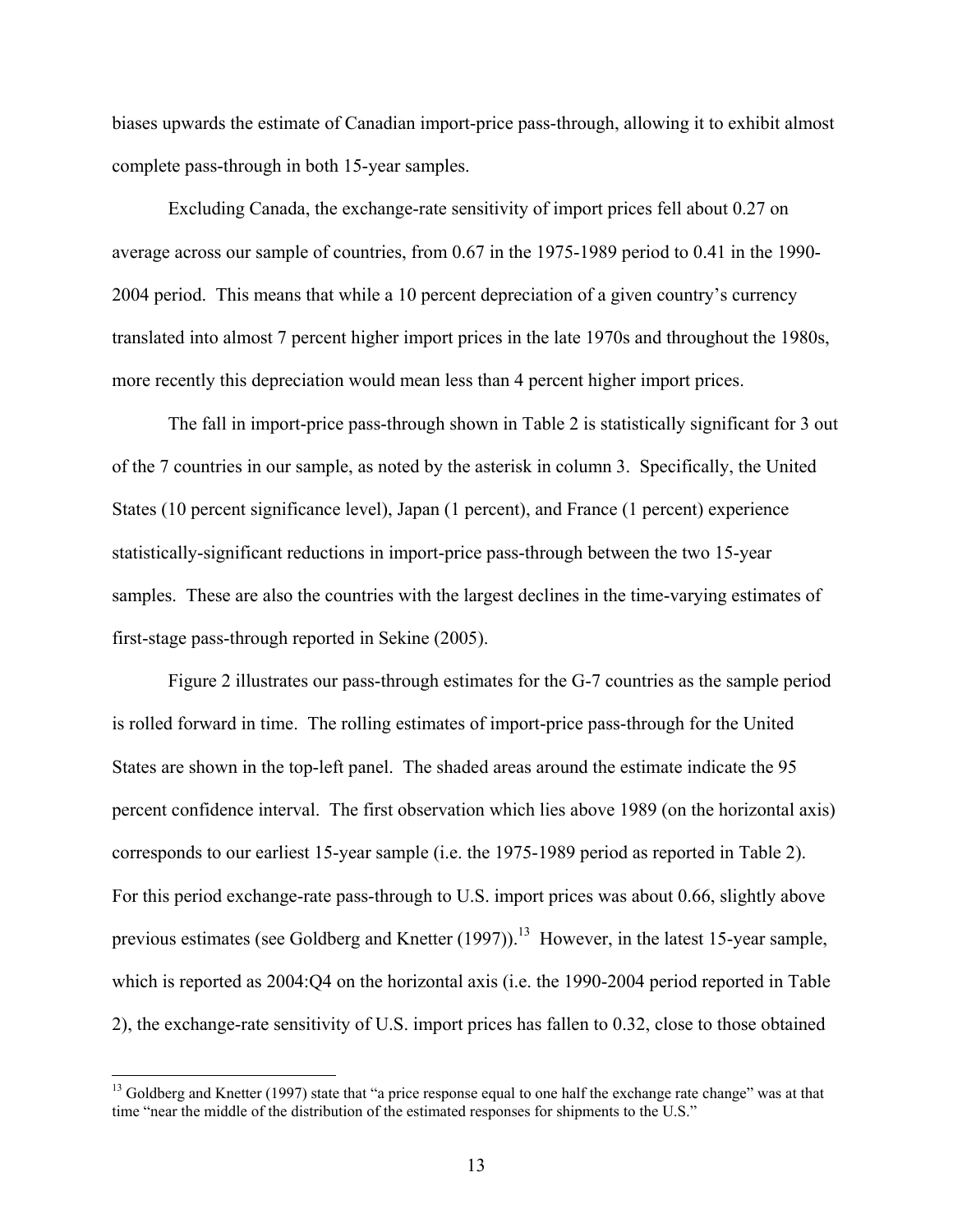biases upwards the estimate of Canadian import-price pass-through, allowing it to exhibit almost complete pass-through in both 15-year samples.

Excluding Canada, the exchange-rate sensitivity of import prices fell about 0.27 on average across our sample of countries, from 0.67 in the 1975-1989 period to 0.41 in the 1990-2004 period. This means that while a 10 percent depreciation of a given country's currency translated into almost 7 percent higher import prices in the late 1970s and throughout the 1980s, more recently this depreciation would mean less than 4 percent higher import prices.

The fall in import-price pass-through shown in Table 2 is statistically significant for 3 out of the 7 countries in our sample, as noted by the asterisk in column 3. Specifically, the United States (10 percent significance level), Japan (1 percent), and France (1 percent) experience statistically-significant reductions in import-price pass-through between the two 15-year samples. These are also the countries with the largest declines in the time-varying estimates of first-stage pass-through reported in Sekine (2005).

Figure 2 illustrates our pass-through estimates for the G-7 countries as the sample period is rolled forward in time. The rolling estimates of import-price pass-through for the United States are shown in the top-left panel. The shaded areas around the estimate indicate the 95 percent confidence interval. The first observation which lies above 1989 (on the horizontal axis) corresponds to our earliest 15-year sample (i.e. the 1975-1989 period as reported in Table 2). For this period exchange-rate pass-through to U.S. import prices was about 0.66, slightly above previous estimates (see Goldberg and Knetter (1997)).[13] However, in the latest 15-year sample, which is reported as 2004:Q4 on the horizontal axis (i.e. the 1990-2004 period reported in Table 2), the exchange-rate sensitivity of U.S. import prices has fallen to 0.32, close to those obtained

[13] Goldberg and Knetter (1997) state that "a price response equal to one half the exchange rate change" was at that time "near the middle of the distribution of the estimated responses for shipments to the U.S."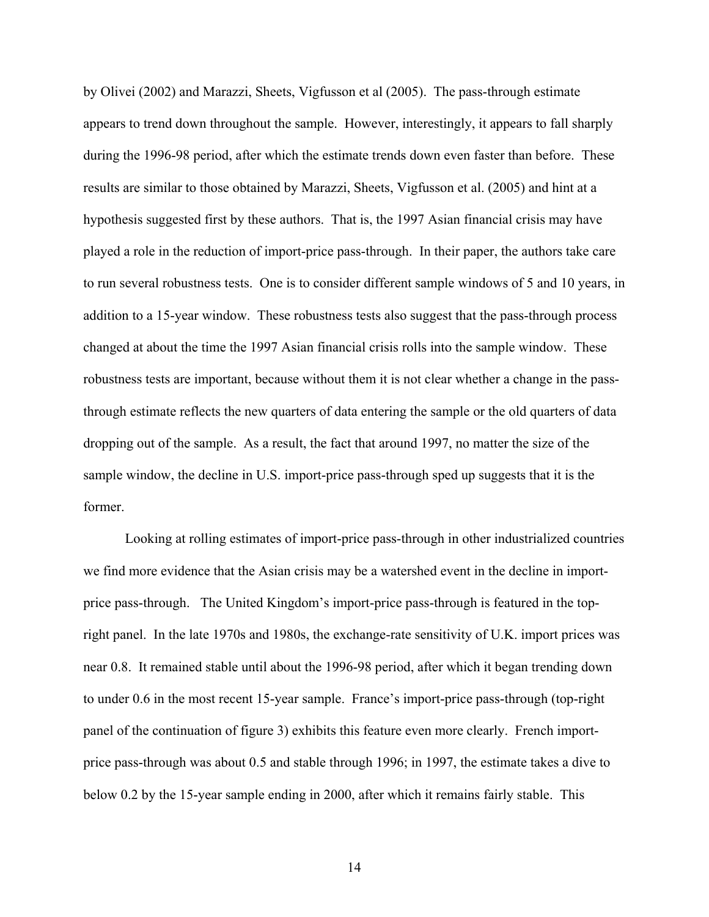by Olivei (2002) and Marazzi, Sheets, Vigfusson et al (2005). The pass-through estimate appears to trend down throughout the sample. However, interestingly, it appears to fall sharply during the 1996-98 period, after which the estimate trends down even faster than before. These results are similar to those obtained by Marazzi, Sheets, Vigfusson et al. (2005) and hint at a hypothesis suggested first by these authors. That is, the 1997 Asian financial crisis may have played a role in the reduction of import-price pass-through. In their paper, the authors take care to run several robustness tests. One is to consider different sample windows of 5 and 10 years, in addition to a 15-year window. These robustness tests also suggest that the pass-through process changed at about the time the 1997 Asian financial crisis rolls into the sample window. These robustness tests are important, because without them it is not clear whether a change in the pass-through estimate reflects the new quarters of data entering the sample or the old quarters of data dropping out of the sample. As a result, the fact that around 1997, no matter the size of the sample window, the decline in U.S. import-price pass-through sped up suggests that it is the former.

Looking at rolling estimates of import-price pass-through in other industrialized countries we find more evidence that the Asian crisis may be a watershed event in the decline in import-price pass-through. The United Kingdom's import-price pass-through is featured in the top-right panel. In the late 1970s and 1980s, the exchange-rate sensitivity of U.K. import prices was near 0.8. It remained stable until about the 1996-98 period, after which it began trending down to under 0.6 in the most recent 15-year sample. France's import-price pass-through (top-right panel of the continuation of figure 3) exhibits this feature even more clearly. French import-price pass-through was about 0.5 and stable through 1996; in 1997, the estimate takes a dive to below 0.2 by the 15-year sample ending in 2000, after which it remains fairly stable. This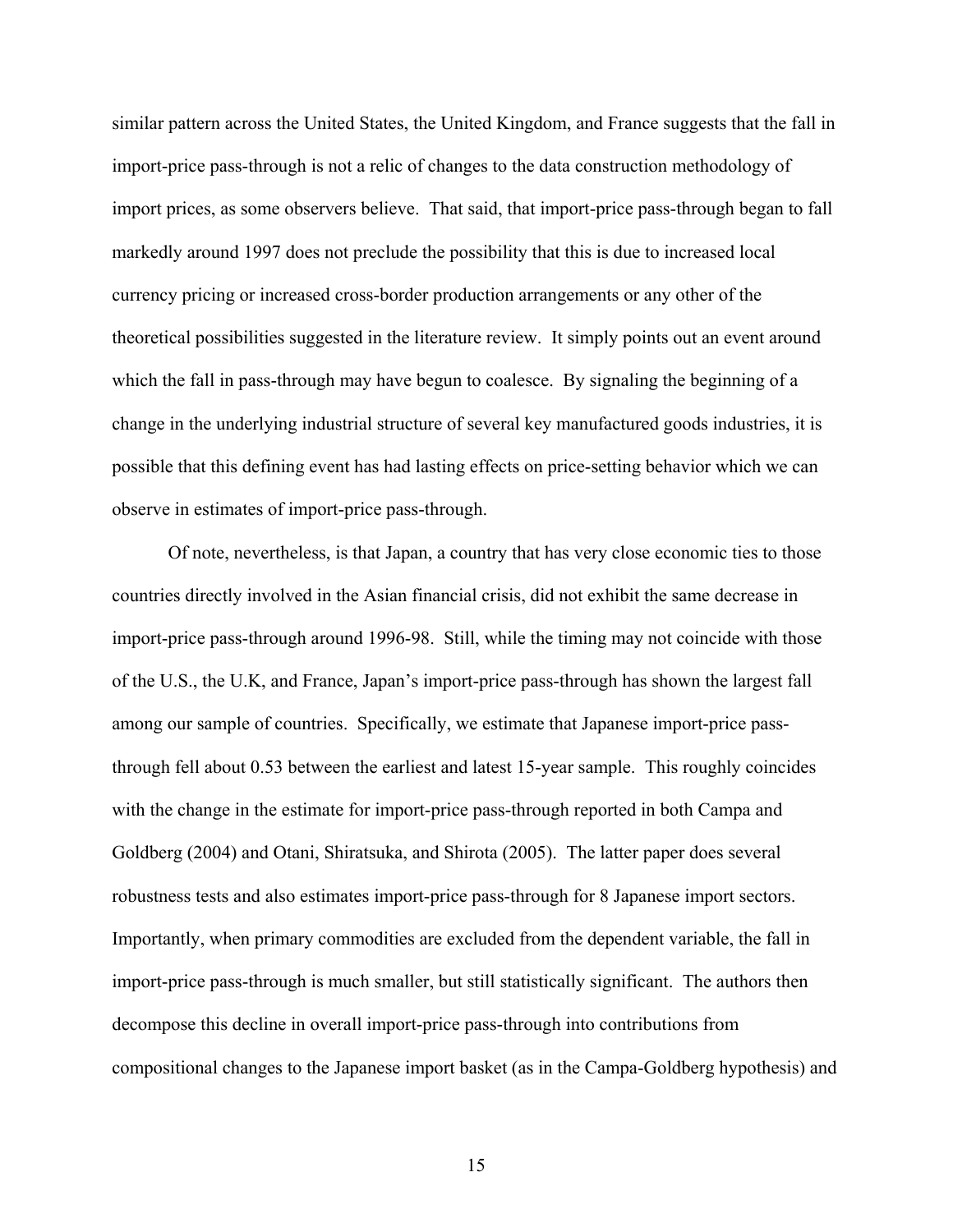similar pattern across the United States, the United Kingdom, and France suggests that the fall in import-price pass-through is not a relic of changes to the data construction methodology of import prices, as some observers believe. That said, that import-price pass-through began to fall markedly around 1997 does not preclude the possibility that this is due to increased local currency pricing or increased cross-border production arrangements or any other of the theoretical possibilities suggested in the literature review. It simply points out an event around which the fall in pass-through may have begun to coalesce. By signaling the beginning of a change in the underlying industrial structure of several key manufactured goods industries, it is possible that this defining event has had lasting effects on price-setting behavior which we can observe in estimates of import-price pass-through.

Of note, nevertheless, is that Japan, a country that has very close economic ties to those countries directly involved in the Asian financial crisis, did not exhibit the same decrease in import-price pass-through around 1996-98. Still, while the timing may not coincide with those of the U.S., the U.K, and France, Japan's import-price pass-through has shown the largest fall among our sample of countries. Specifically, we estimate that Japanese import-price pass-through fell about 0.53 between the earliest and latest 15-year sample. This roughly coincides with the change in the estimate for import-price pass-through reported in both Campa and Goldberg (2004) and Otani, Shiratsuka, and Shirota (2005). The latter paper does several robustness tests and also estimates import-price pass-through for 8 Japanese import sectors. Importantly, when primary commodities are excluded from the dependent variable, the fall in import-price pass-through is much smaller, but still statistically significant. The authors then decompose this decline in overall import-price pass-through into contributions from compositional changes to the Japanese import basket (as in the Campa-Goldberg hypothesis) and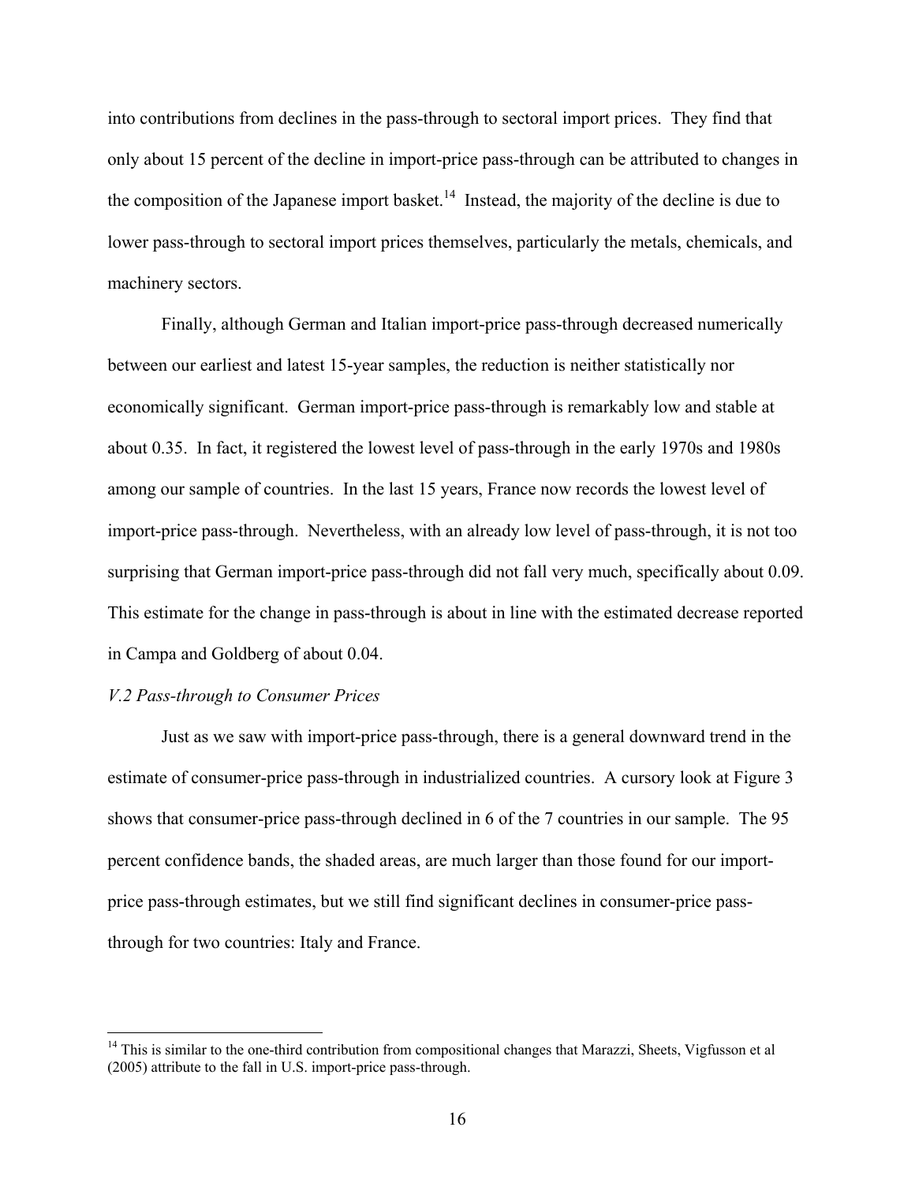into contributions from declines in the pass-through to sectoral import prices. They find that only about 15 percent of the decline in import-price pass-through can be attributed to changes in the composition of the Japanese import basket.[14] Instead, the majority of the decline is due to lower pass-through to sectoral import prices themselves, particularly the metals, chemicals, and machinery sectors.

Finally, although German and Italian import-price pass-through decreased numerically between our earliest and latest 15-year samples, the reduction is neither statistically nor economically significant. German import-price pass-through is remarkably low and stable at about 0.35. In fact, it registered the lowest level of pass-through in the early 1970s and 1980s among our sample of countries. In the last 15 years, France now records the lowest level of import-price pass-through. Nevertheless, with an already low level of pass-through, it is not too surprising that German import-price pass-through did not fall very much, specifically about 0.09. This estimate for the change in pass-through is about in line with the estimated decrease reported in Campa and Goldberg of about 0.04.

*V.2 Pass-through to Consumer Prices*

Just as we saw with import-price pass-through, there is a general downward trend in the estimate of consumer-price pass-through in industrialized countries. A cursory look at Figure 3 shows that consumer-price pass-through declined in 6 of the 7 countries in our sample. The 95 percent confidence bands, the shaded areas, are much larger than those found for our import-price pass-through estimates, but we still find significant declines in consumer-price pass-through for two countries: Italy and France.

[14] This is similar to the one-third contribution from compositional changes that Marazzi, Sheets, Vigfusson et al (2005) attribute to the fall in U.S. import-price pass-through.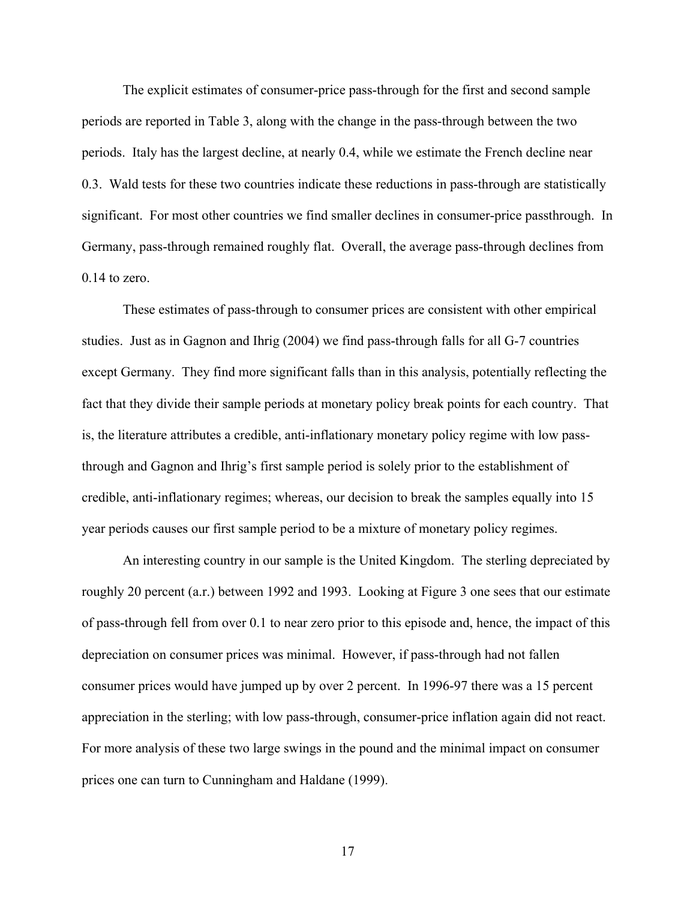The explicit estimates of consumer-price pass-through for the first and second sample periods are reported in Table 3, along with the change in the pass-through between the two periods. Italy has the largest decline, at nearly 0.4, while we estimate the French decline near 0.3. Wald tests for these two countries indicate these reductions in pass-through are statistically significant. For most other countries we find smaller declines in consumer-price passthrough. In Germany, pass-through remained roughly flat. Overall, the average pass-through declines from 0.14 to zero.

These estimates of pass-through to consumer prices are consistent with other empirical studies. Just as in Gagnon and Ihrig (2004) we find pass-through falls for all G-7 countries except Germany. They find more significant falls than in this analysis, potentially reflecting the fact that they divide their sample periods at monetary policy break points for each country. That is, the literature attributes a credible, anti-inflationary monetary policy regime with low pass-through and Gagnon and Ihrig's first sample period is solely prior to the establishment of credible, anti-inflationary regimes; whereas, our decision to break the samples equally into 15 year periods causes our first sample period to be a mixture of monetary policy regimes.

An interesting country in our sample is the United Kingdom. The sterling depreciated by roughly 20 percent (a.r.) between 1992 and 1993. Looking at Figure 3 one sees that our estimate of pass-through fell from over 0.1 to near zero prior to this episode and, hence, the impact of this depreciation on consumer prices was minimal. However, if pass-through had not fallen consumer prices would have jumped up by over 2 percent. In 1996-97 there was a 15 percent appreciation in the sterling; with low pass-through, consumer-price inflation again did not react. For more analysis of these two large swings in the pound and the minimal impact on consumer prices one can turn to Cunningham and Haldane (1999).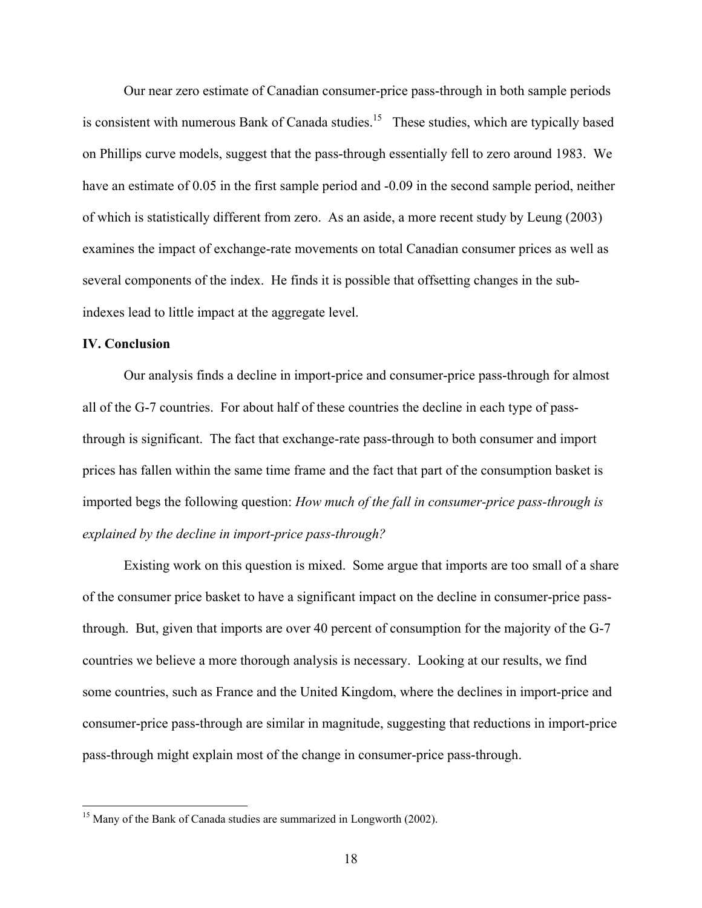Our near zero estimate of Canadian consumer-price pass-through in both sample periods is consistent with numerous Bank of Canada studies.[15] These studies, which are typically based on Phillips curve models, suggest that the pass-through essentially fell to zero around 1983. We have an estimate of 0.05 in the first sample period and -0.09 in the second sample period, neither of which is statistically different from zero. As an aside, a more recent study by Leung (2003) examines the impact of exchange-rate movements on total Canadian consumer prices as well as several components of the index. He finds it is possible that offsetting changes in the sub-indexes lead to little impact at the aggregate level.

**IV. Conclusion**

Our analysis finds a decline in import-price and consumer-price pass-through for almost all of the G-7 countries. For about half of these countries the decline in each type of pass-through is significant. The fact that exchange-rate pass-through to both consumer and import prices has fallen within the same time frame and the fact that part of the consumption basket is imported begs the following question: *How much of the fall in consumer-price pass-through is explained by the decline in import-price pass-through?*

Existing work on this question is mixed. Some argue that imports are too small of a share of the consumer price basket to have a significant impact on the decline in consumer-price pass-through. But, given that imports are over 40 percent of consumption for the majority of the G-7 countries we believe a more thorough analysis is necessary. Looking at our results, we find some countries, such as France and the United Kingdom, where the declines in import-price and consumer-price pass-through are similar in magnitude, suggesting that reductions in import-price pass-through might explain most of the change in consumer-price pass-through.

[15] Many of the Bank of Canada studies are summarized in Longworth (2002).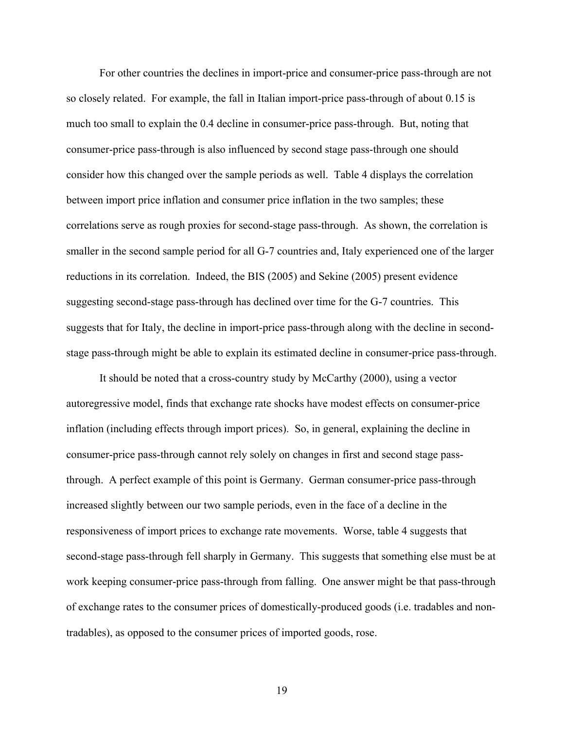For other countries the declines in import-price and consumer-price pass-through are not so closely related. For example, the fall in Italian import-price pass-through of about 0.15 is much too small to explain the 0.4 decline in consumer-price pass-through. But, noting that consumer-price pass-through is also influenced by second stage pass-through one should consider how this changed over the sample periods as well. Table 4 displays the correlation between import price inflation and consumer price inflation in the two samples; these correlations serve as rough proxies for second-stage pass-through. As shown, the correlation is smaller in the second sample period for all G-7 countries and, Italy experienced one of the larger reductions in its correlation. Indeed, the BIS (2005) and Sekine (2005) present evidence suggesting second-stage pass-through has declined over time for the G-7 countries. This suggests that for Italy, the decline in import-price pass-through along with the decline in second-stage pass-through might be able to explain its estimated decline in consumer-price pass-through.

It should be noted that a cross-country study by McCarthy (2000), using a vector autoregressive model, finds that exchange rate shocks have modest effects on consumer-price inflation (including effects through import prices). So, in general, explaining the decline in consumer-price pass-through cannot rely solely on changes in first and second stage pass-through. A perfect example of this point is Germany. German consumer-price pass-through increased slightly between our two sample periods, even in the face of a decline in the responsiveness of import prices to exchange rate movements. Worse, table 4 suggests that second-stage pass-through fell sharply in Germany. This suggests that something else must be at work keeping consumer-price pass-through from falling. One answer might be that pass-through of exchange rates to the consumer prices of domestically-produced goods (i.e. tradables and non-tradables), as opposed to the consumer prices of imported goods, rose.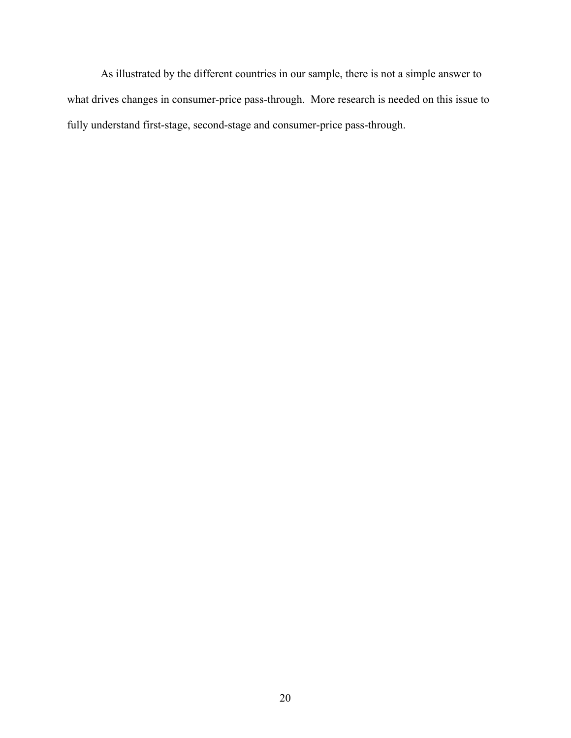As illustrated by the different countries in our sample, there is not a simple answer to what drives changes in consumer-price pass-through. More research is needed on this issue to fully understand first-stage, second-stage and consumer-price pass-through.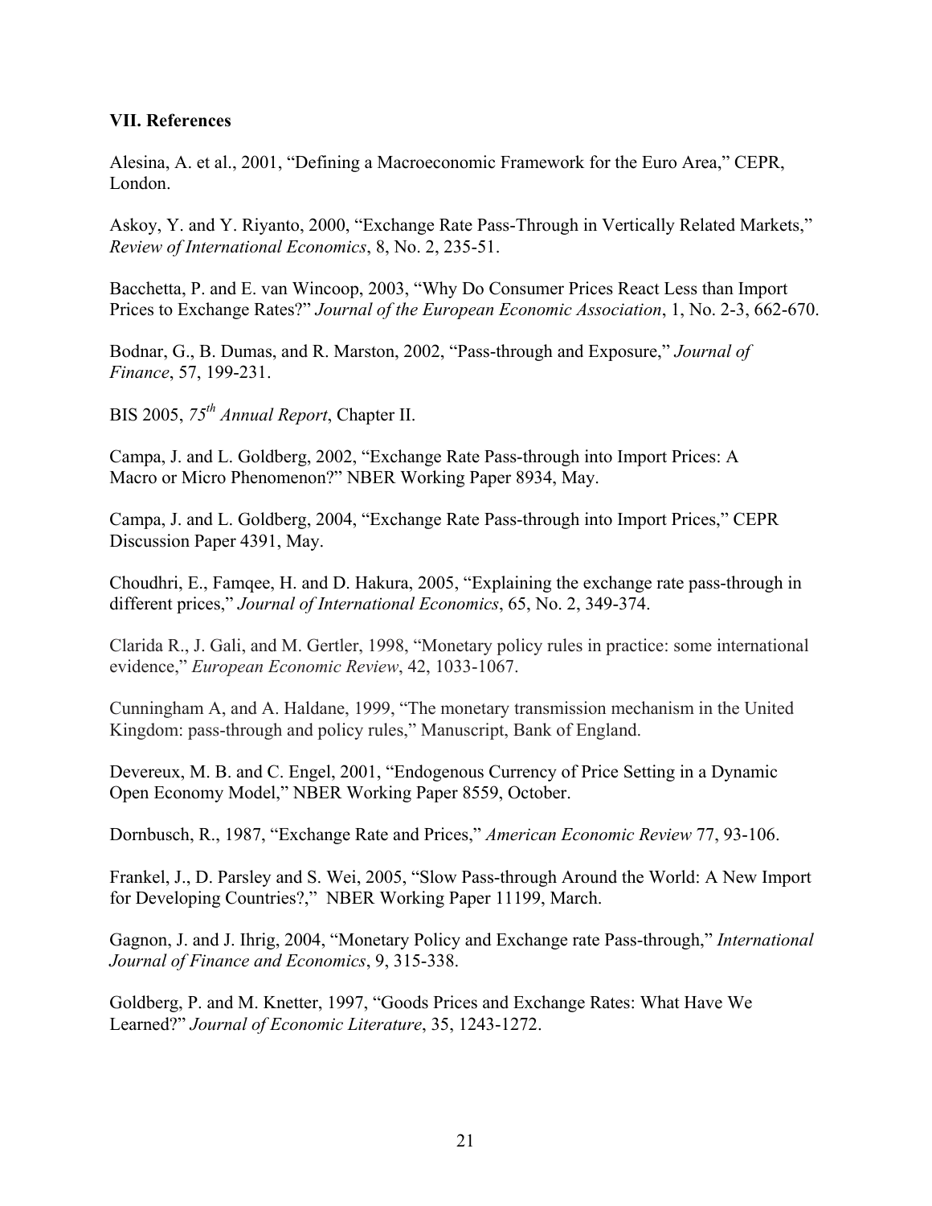**VII. References**

Alesina, A. et al., 2001, "Defining a Macroeconomic Framework for the Euro Area," CEPR, London.

Askoy, Y. and Y. Riyanto, 2000, "Exchange Rate Pass-Through in Vertically Related Markets," *Review of International Economics*, 8, No. 2, 235-51.

Bacchetta, P. and E. van Wincoop, 2003, "Why Do Consumer Prices React Less than Import Prices to Exchange Rates?" *Journal of the European Economic Association*, 1, No. 2-3, 662-670.

Bodnar, G., B. Dumas, and R. Marston, 2002, "Pass-through and Exposure," *Journal of Finance*, 57, 199-231.

BIS 2005, *75th Annual Report*, Chapter II.

Campa, J. and L. Goldberg, 2002, "Exchange Rate Pass-through into Import Prices: A Macro or Micro Phenomenon?" NBER Working Paper 8934, May.

Campa, J. and L. Goldberg, 2004, "Exchange Rate Pass-through into Import Prices," CEPR Discussion Paper 4391, May.

Choudhri, E., Famqee, H. and D. Hakura, 2005, "Explaining the exchange rate pass-through in different prices," *Journal of International Economics*, 65, No. 2, 349-374.

Clarida R., J. Gali, and M. Gertler, 1998, "Monetary policy rules in practice: some international evidence," *European Economic Review*, 42, 1033-1067.

Cunningham A, and A. Haldane, 1999, "The monetary transmission mechanism in the United Kingdom: pass-through and policy rules," Manuscript, Bank of England.

Devereux, M. B. and C. Engel, 2001, "Endogenous Currency of Price Setting in a Dynamic Open Economy Model," NBER Working Paper 8559, October.

Dornbusch, R., 1987, "Exchange Rate and Prices," *American Economic Review* 77, 93-106.

Frankel, J., D. Parsley and S. Wei, 2005, "Slow Pass-through Around the World: A New Import for Developing Countries?," NBER Working Paper 11199, March.

Gagnon, J. and J. Ihrig, 2004, "Monetary Policy and Exchange rate Pass-through," *International Journal of Finance and Economics*, 9, 315-338.

Goldberg, P. and M. Knetter, 1997, "Goods Prices and Exchange Rates: What Have We Learned?" *Journal of Economic Literature*, 35, 1243-1272.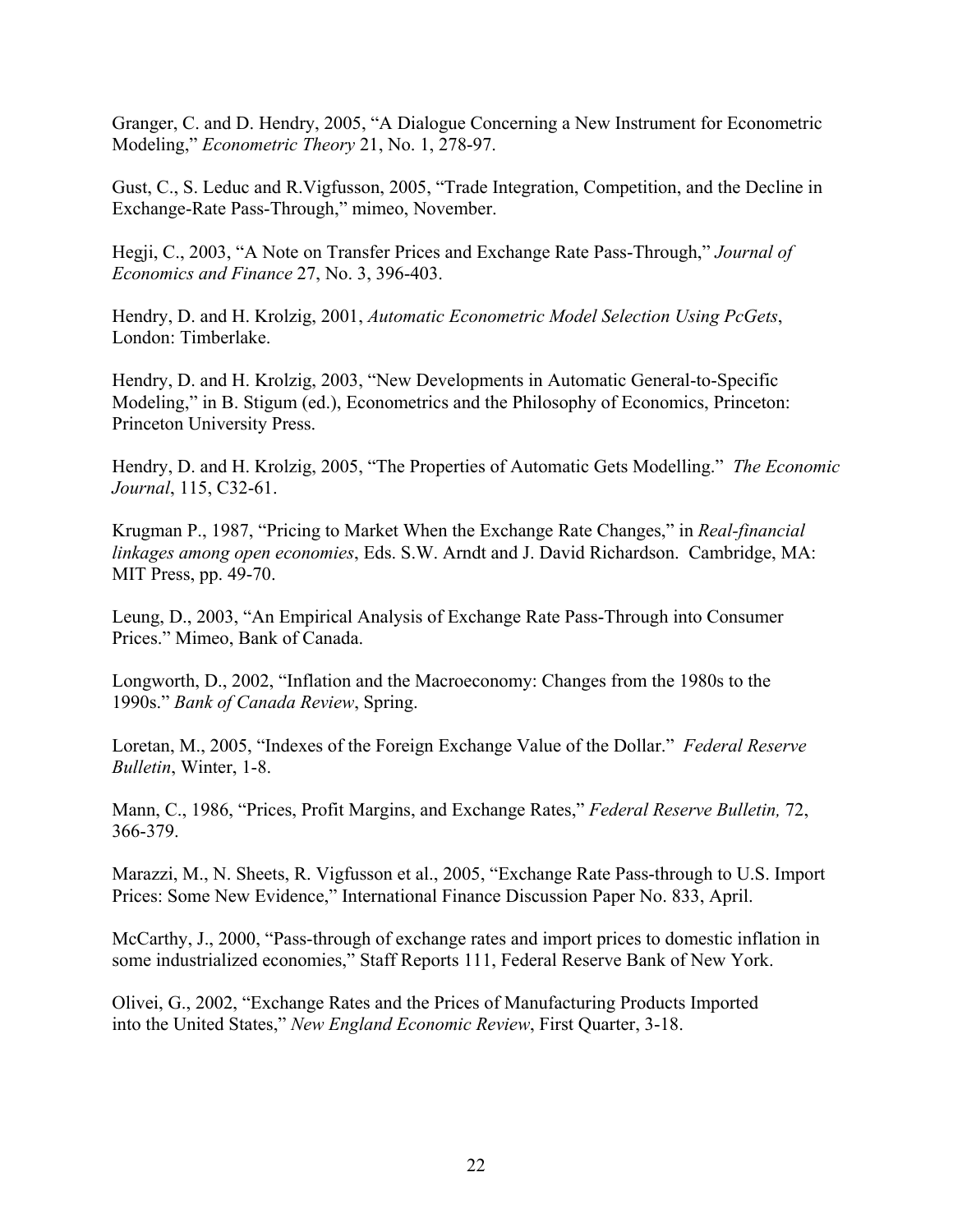Granger, C. and D. Hendry, 2005, "A Dialogue Concerning a New Instrument for Econometric Modeling," *Econometric Theory* 21, No. 1, 278-97.

Gust, C., S. Leduc and R.Vigfusson, 2005, "Trade Integration, Competition, and the Decline in Exchange-Rate Pass-Through," mimeo, November.

Hegji, C., 2003, "A Note on Transfer Prices and Exchange Rate Pass-Through," *Journal of Economics and Finance* 27, No. 3, 396-403.

Hendry, D. and H. Krolzig, 2001, *Automatic Econometric Model Selection Using PcGets*, London: Timberlake.

Hendry, D. and H. Krolzig, 2003, "New Developments in Automatic General-to-Specific Modeling," in B. Stigum (ed.), Econometrics and the Philosophy of Economics, Princeton: Princeton University Press.

Hendry, D. and H. Krolzig, 2005, "The Properties of Automatic Gets Modelling." *The Economic Journal*, 115, C32-61.

Krugman P., 1987, "Pricing to Market When the Exchange Rate Changes," in *Real-financial linkages among open economies*, Eds. S.W. Arndt and J. David Richardson. Cambridge, MA: MIT Press, pp. 49-70.

Leung, D., 2003, "An Empirical Analysis of Exchange Rate Pass-Through into Consumer Prices." Mimeo, Bank of Canada.

Longworth, D., 2002, "Inflation and the Macroeconomy: Changes from the 1980s to the 1990s." *Bank of Canada Review*, Spring.

Loretan, M., 2005, "Indexes of the Foreign Exchange Value of the Dollar." *Federal Reserve Bulletin*, Winter, 1-8.

Mann, C., 1986, "Prices, Profit Margins, and Exchange Rates," *Federal Reserve Bulletin,* 72, 366-379.

Marazzi, M., N. Sheets, R. Vigfusson et al., 2005, "Exchange Rate Pass-through to U.S. Import Prices: Some New Evidence," International Finance Discussion Paper No. 833, April.

McCarthy, J., 2000, "Pass-through of exchange rates and import prices to domestic inflation in some industrialized economies," Staff Reports 111, Federal Reserve Bank of New York.

Olivei, G., 2002, "Exchange Rates and the Prices of Manufacturing Products Imported into the United States," *New England Economic Review*, First Quarter, 3-18.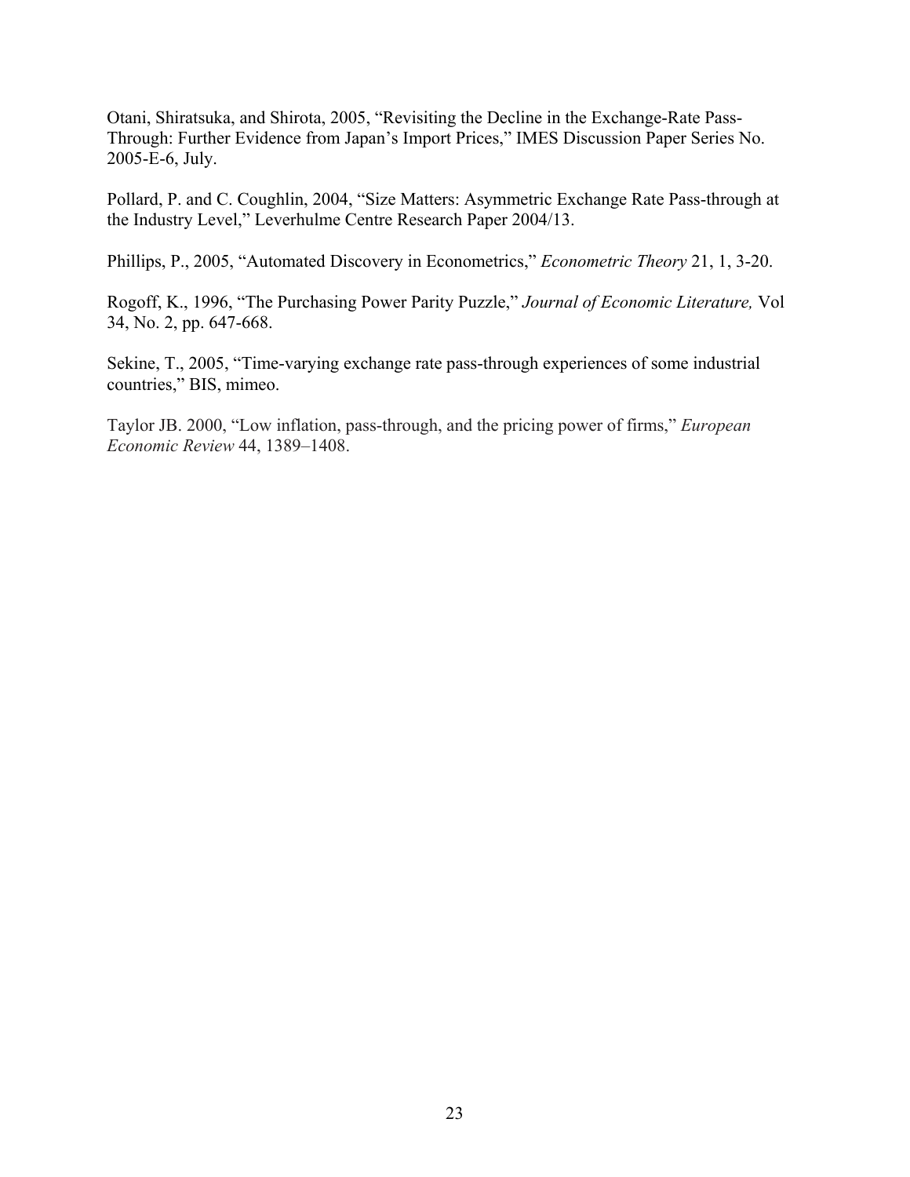Otani, Shiratsuka, and Shirota, 2005, "Revisiting the Decline in the Exchange-Rate Pass-Through: Further Evidence from Japan's Import Prices," IMES Discussion Paper Series No. 2005-E-6, July.

Pollard, P. and C. Coughlin, 2004, "Size Matters: Asymmetric Exchange Rate Pass-through at the Industry Level," Leverhulme Centre Research Paper 2004/13.

Phillips, P., 2005, "Automated Discovery in Econometrics," *Econometric Theory* 21, 1, 3-20.

Rogoff, K., 1996, "The Purchasing Power Parity Puzzle," *Journal of Economic Literature,* Vol 34, No. 2, pp. 647-668.

Sekine, T., 2005, "Time-varying exchange rate pass-through experiences of some industrial countries," BIS, mimeo.

Taylor JB. 2000, "Low inflation, pass-through, and the pricing power of firms," *European Economic Review* 44, 1389–1408.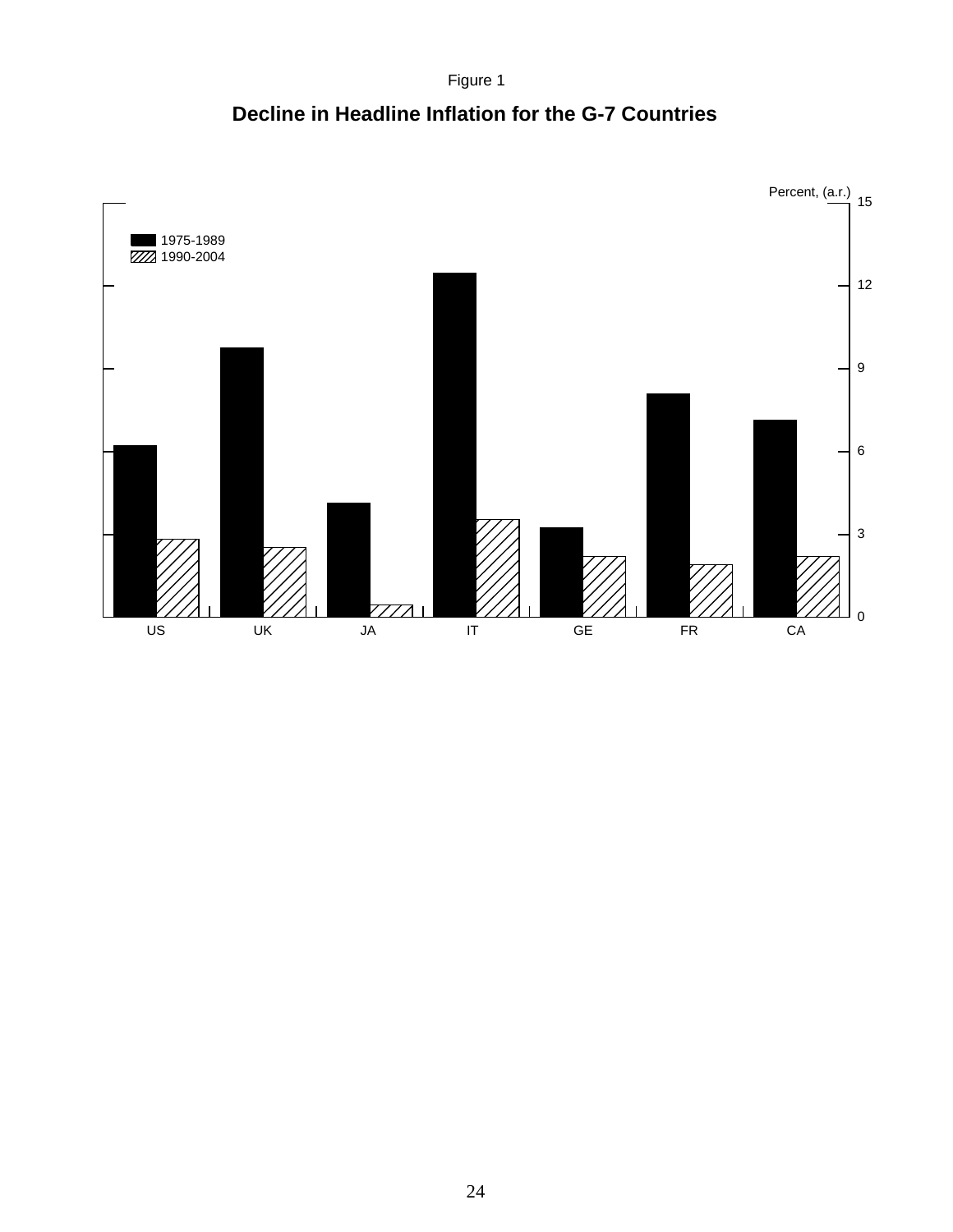Figure 1

## Decline in Headline Inflation for the G-7 Countries

Percent, (a.r.)

| | US | UK | JA | IT | GE | FR | CA |
|---|---|---|---|---|---|---|---|
| 1975-1989 | | | | | | | |
| 1990-2004 | | | | | | | |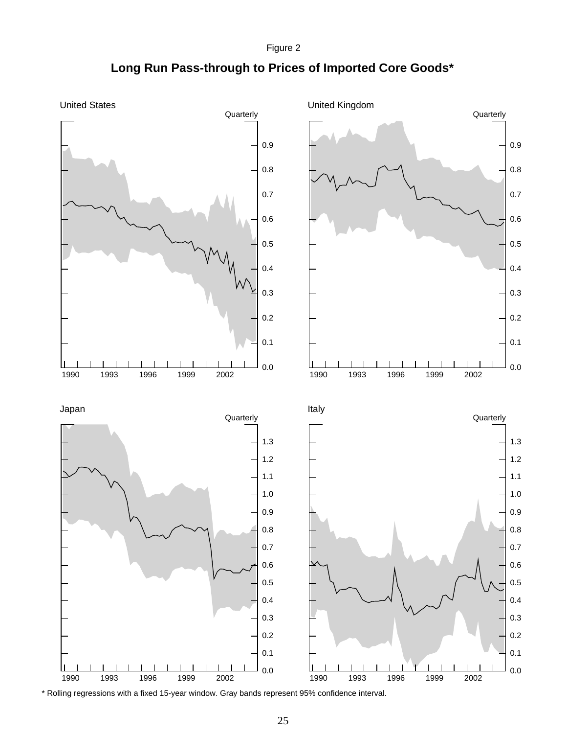Figure 2

# Long Run Pass-through to Prices of Imported Core Goods*

United States

Quarterly

United Kingdom

Quarterly

Japan

Quarterly

Italy

Quarterly

\* Rolling regressions with a fixed 15-year window. Gray bands represent 95% confidence interval.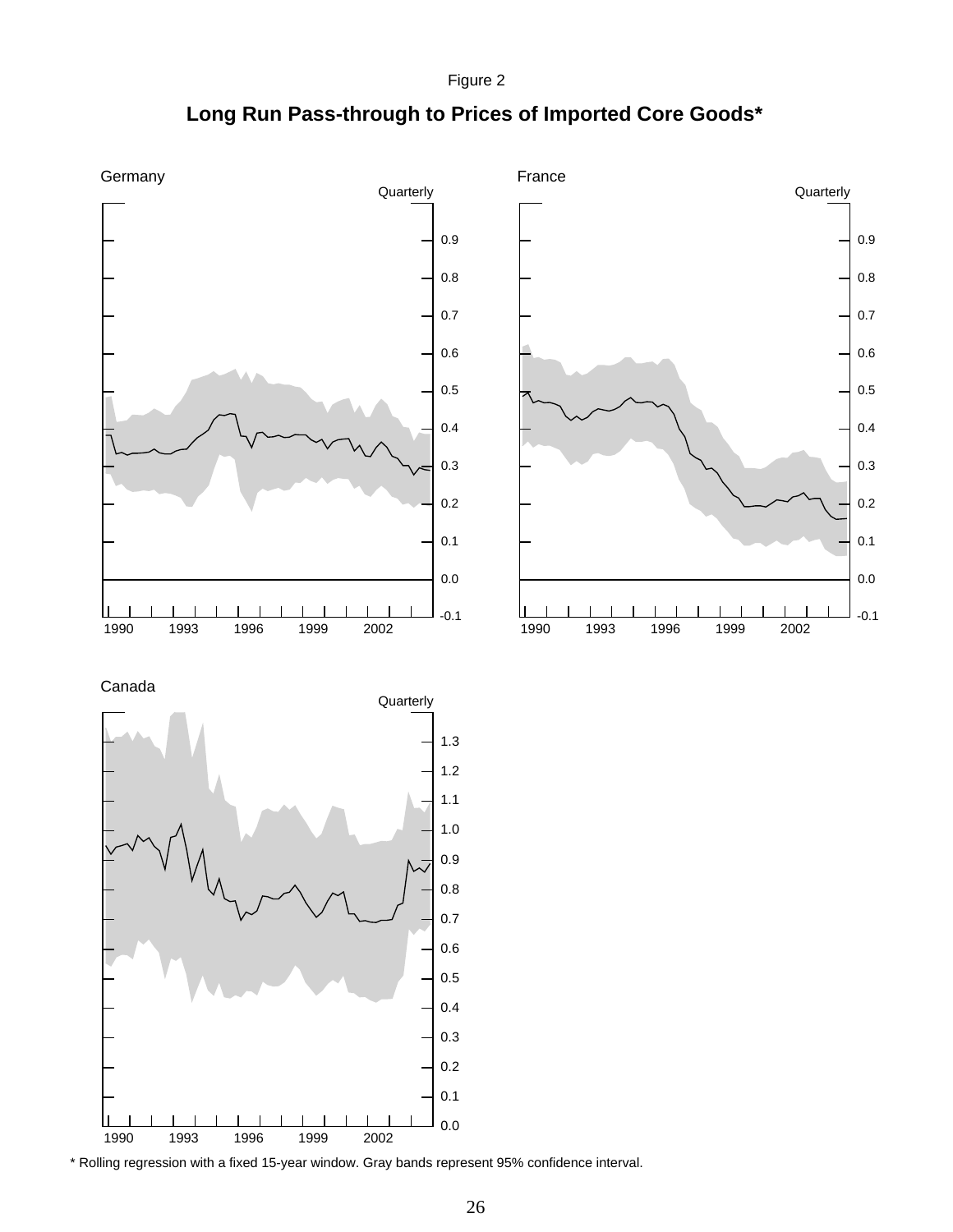Figure 2

## Long Run Pass-through to Prices of Imported Core Goods*

Germany

Quarterly

0.9
0.8
0.7
0.6
0.5
0.4
0.3
0.2
0.1
0.0
-0.1

1990 1993 1996 1999 2002

France

Quarterly

0.9
0.8
0.7
0.6
0.5
0.4
0.3
0.2
0.1
0.0
-0.1

1990 1993 1996 1999 2002

Canada

Quarterly

1.3
1.2
1.1
1.0
0.9
0.8
0.7
0.6
0.5
0.4
0.3
0.2
0.1
0.0

1990 1993 1996 1999 2002

* Rolling regression with a fixed 15-year window. Gray bands represent 95% confidence interval.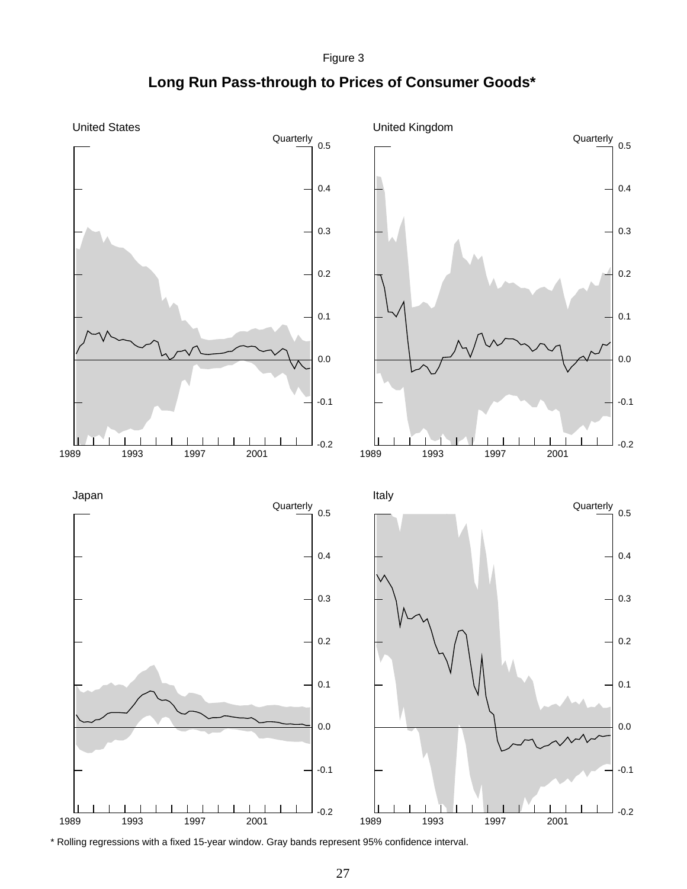Figure 3

## Long Run Pass-through to Prices of Consumer Goods*

United States

Quarterly

United Kingdom

Quarterly

Japan

Quarterly

Italy

Quarterly

* Rolling regressions with a fixed 15-year window. Gray bands represent 95% confidence interval.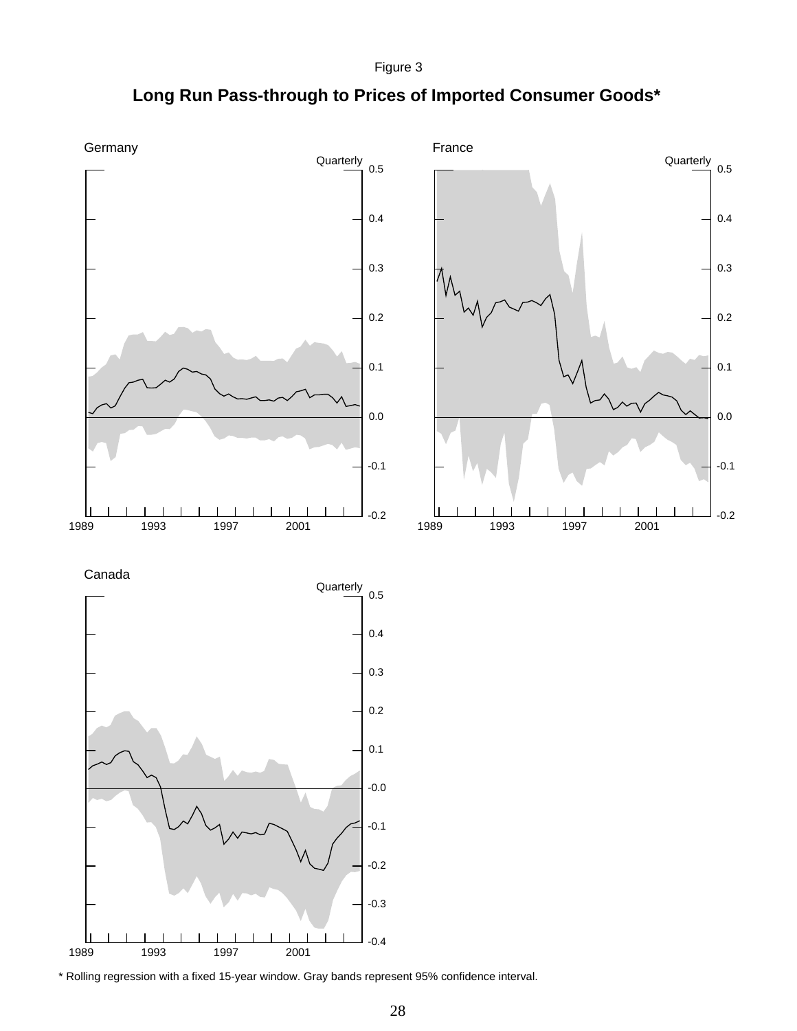Figure 3

**Long Run Pass-through to Prices of Imported Consumer Goods***

Germany

Quarterly

0.5

0.4

0.3

0.2

0.1

0.0

-0.1

-0.2

1989 1993 1997 2001

France

Quarterly

0.5

0.4

0.3

0.2

0.1

0.0

-0.1

-0.2

1989 1993 1997 2001

Canada

Quarterly

0.5

0.4

0.3

0.2

0.1

-0.0

-0.1

-0.2

-0.3

-0.4

1989 1993 1997 2001

* Rolling regression with a fixed 15-year window. Gray bands represent 95% confidence interval.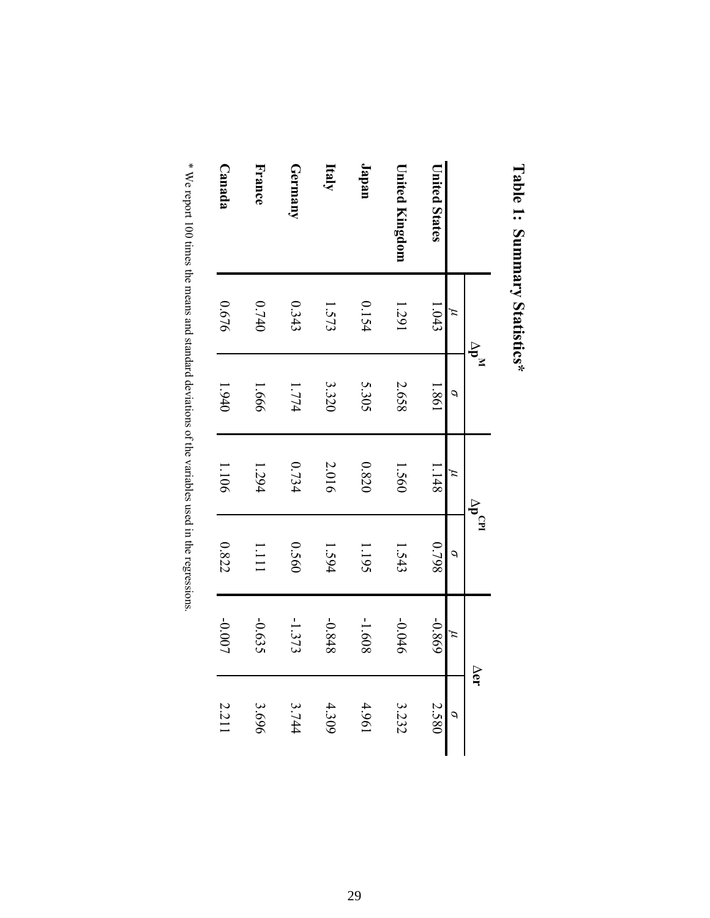## Table 1: Summary Statistics*

| | $\Delta p^{M}$ | | $\Delta p^{CPI}$ | | $\Delta er$ | |
|---|---|---|---|---|---|---|
| | $\mu$ | $\sigma$ | $\mu$ | $\sigma$ | $\mu$ | $\sigma$ |
| **United States** | 1.043 | 1.861 | 1.148 | 0.798 | -0.869 | 2.580 |
| **United Kingdom** | 1.291 | 2.658 | 1.560 | 1.543 | -0.046 | 3.232 |
| **Japan** | 0.154 | 5.305 | 0.820 | 1.195 | -1.608 | 4.961 |
| **Italy** | 1.573 | 3.320 | 2.016 | 1.594 | -0.848 | 4.309 |
| **Germany** | 0.343 | 1.774 | 0.734 | 0.560 | -1.373 | 3.744 |
| **France** | 0.740 | 1.666 | 1.294 | 1.111 | -0.635 | 3.696 |
| **Canada** | 0.676 | 1.940 | 1.106 | 0.822 | -0.007 | 2.211 |

* We report 100 times the means and standard deviations of the variables used in the regressions.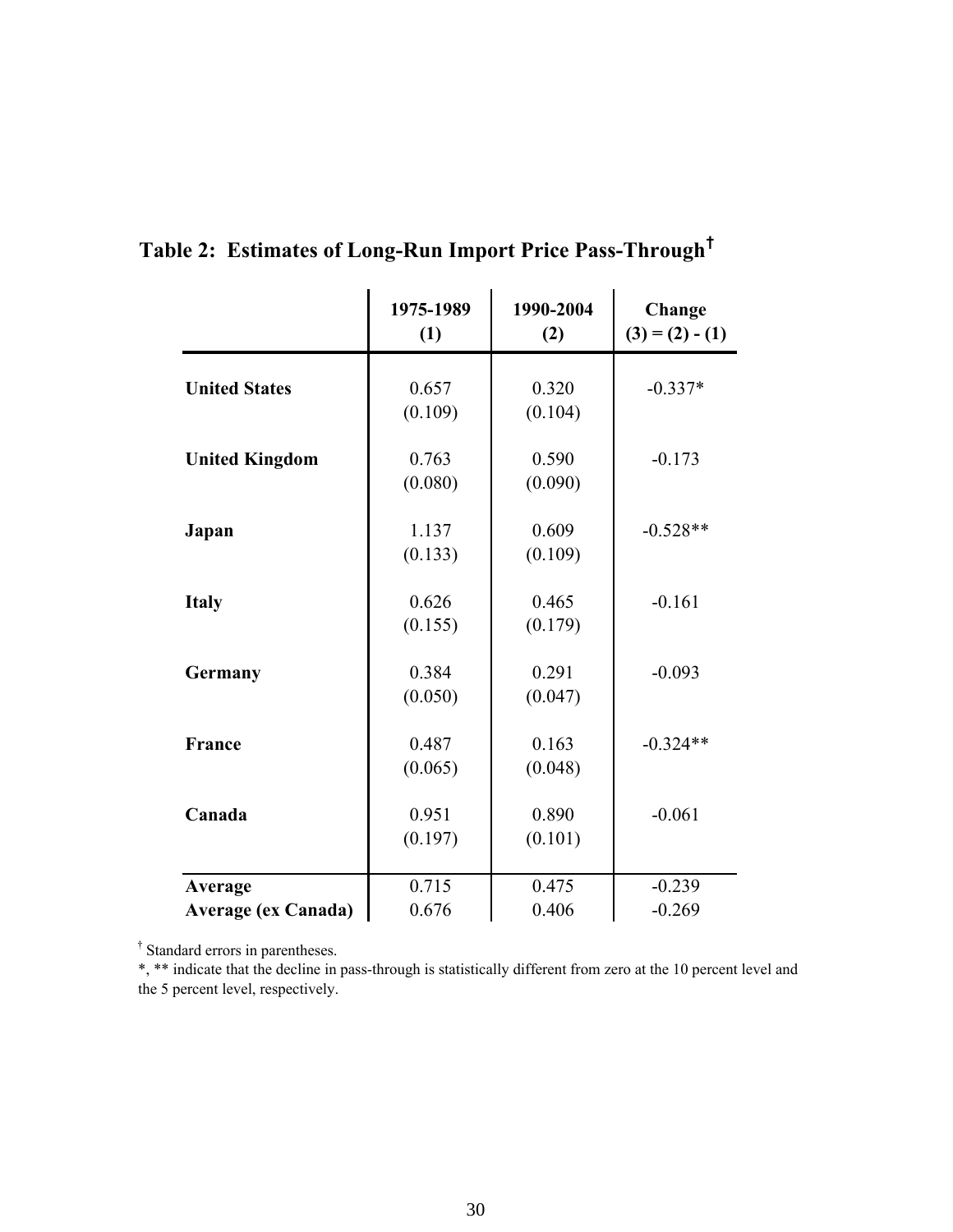## Table 2: Estimates of Long-Run Import Price Pass-Through[†]

| | 1975-1989 (1) | 1990-2004 (2) | Change (3) = (2) - (1) |
|---|---|---|---|
| **United States** | 0.657 | 0.320 | -0.337* |
| | (0.109) | (0.104) | |
| **United Kingdom** | 0.763 | 0.590 | -0.173 |
| | (0.080) | (0.090) | |
| **Japan** | 1.137 | 0.609 | -0.528** |
| | (0.133) | (0.109) | |
| **Italy** | 0.626 | 0.465 | -0.161 |
| | (0.155) | (0.179) | |
| **Germany** | 0.384 | 0.291 | -0.093 |
| | (0.050) | (0.047) | |
| **France** | 0.487 | 0.163 | -0.324** |
| | (0.065) | (0.048) | |
| **Canada** | 0.951 | 0.890 | -0.061 |
| | (0.197) | (0.101) | |
| **Average** | 0.715 | 0.475 | -0.239 |
| **Average (ex Canada)** | 0.676 | 0.406 | -0.269 |

[†] Standard errors in parentheses.

*, ** indicate that the decline in pass-through is statistically different from zero at the 10 percent level and the 5 percent level, respectively.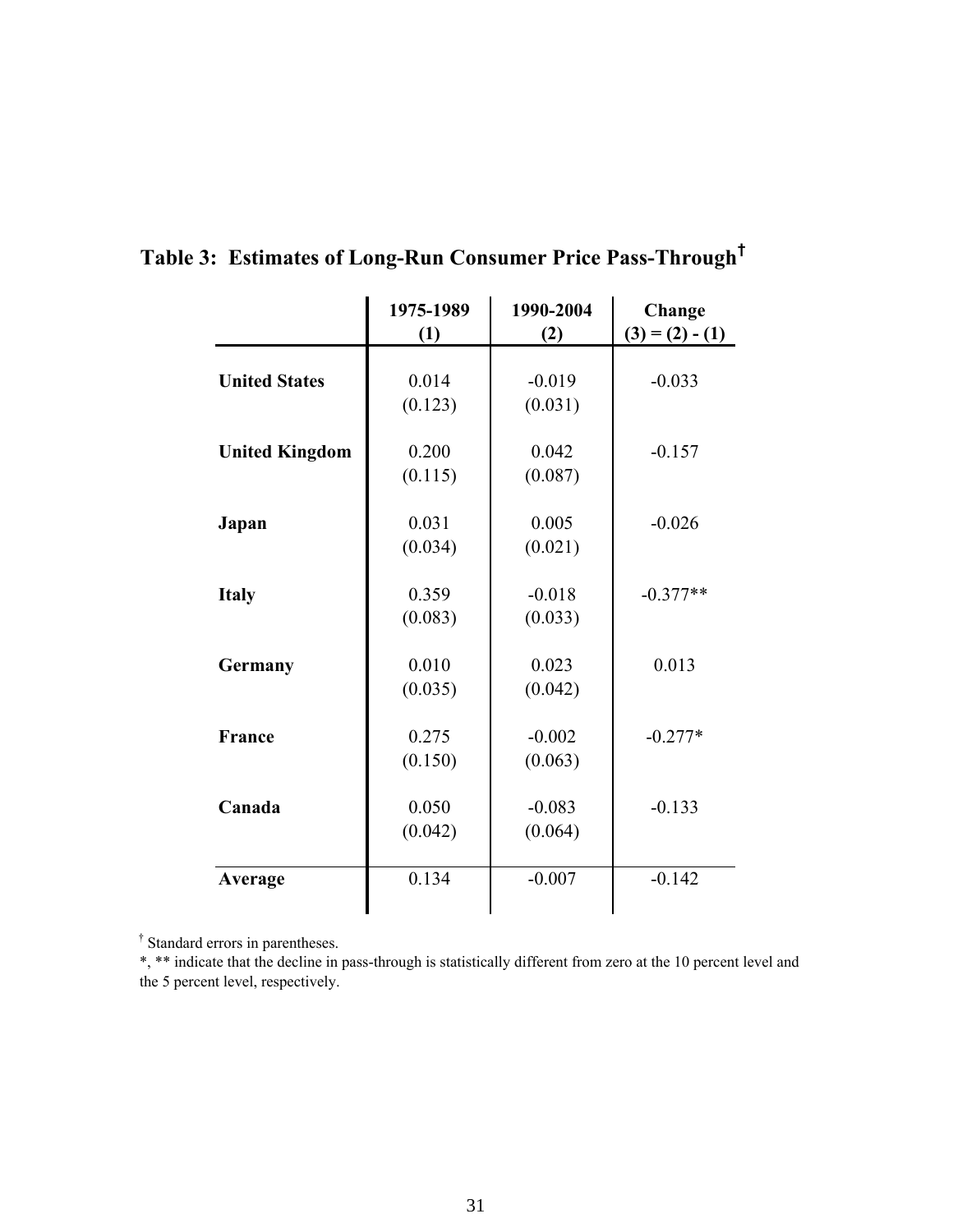## Table 3: Estimates of Long-Run Consumer Price Pass-Through†

| | 1975-1989 (1) | 1990-2004 (2) | Change (3) = (2) - (1) |
|---|---|---|---|
| **United States** | 0.014 | -0.019 | -0.033 |
| | (0.123) | (0.031) | |
| **United Kingdom** | 0.200 | 0.042 | -0.157 |
| | (0.115) | (0.087) | |
| **Japan** | 0.031 | 0.005 | -0.026 |
| | (0.034) | (0.021) | |
| **Italy** | 0.359 | -0.018 | -0.377** |
| | (0.083) | (0.033) | |
| **Germany** | 0.010 | 0.023 | 0.013 |
| | (0.035) | (0.042) | |
| **France** | 0.275 | -0.002 | -0.277* |
| | (0.150) | (0.063) | |
| **Canada** | 0.050 | -0.083 | -0.133 |
| | (0.042) | (0.064) | |
| **Average** | 0.134 | -0.007 | -0.142 |

† Standard errors in parentheses.

*, ** indicate that the decline in pass-through is statistically different from zero at the 10 percent level and the 5 percent level, respectively.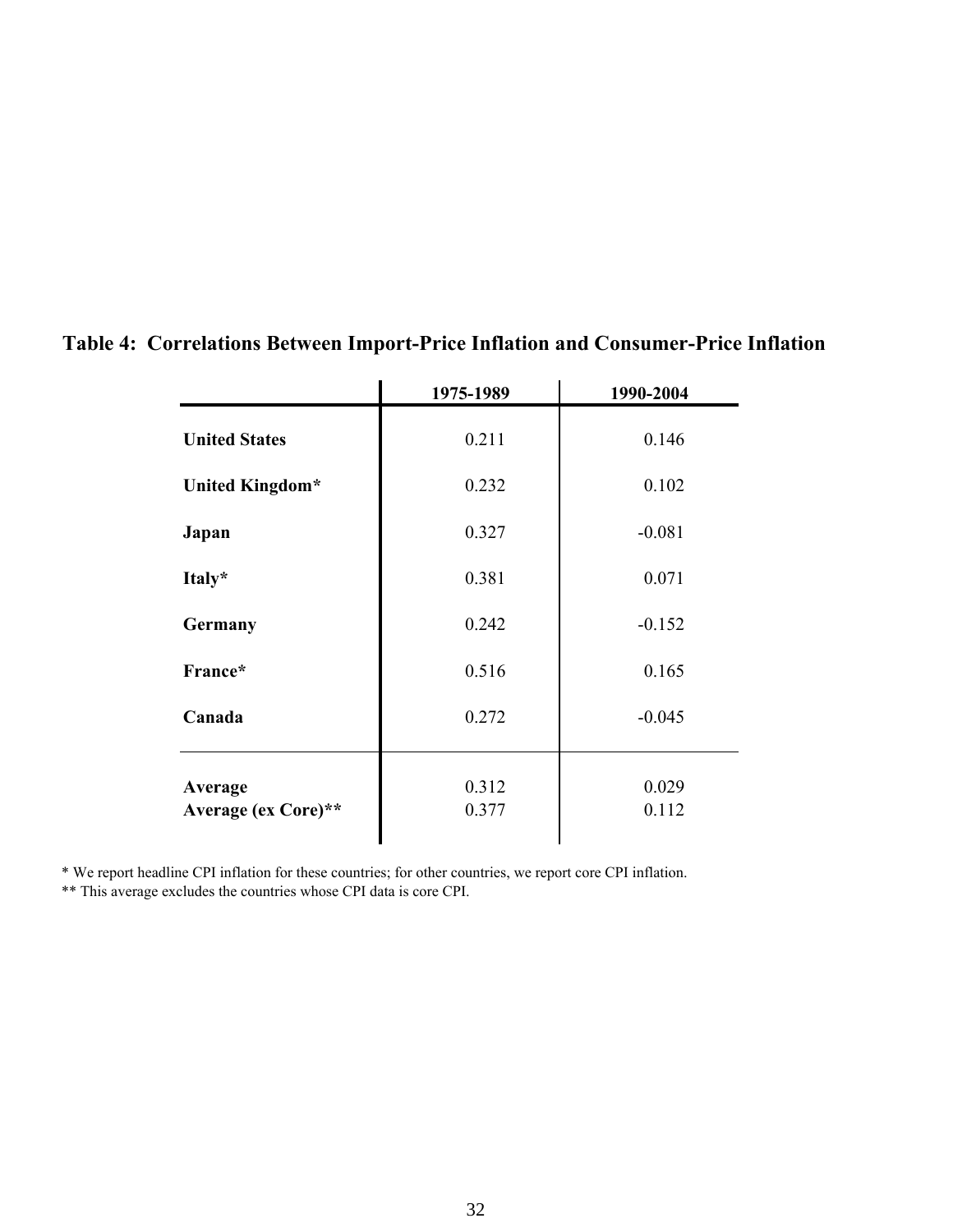**Table 4: Correlations Between Import-Price Inflation and Consumer-Price Inflation**

| | 1975-1989 | 1990-2004 |
|---|---|---|
| **United States** | 0.211 | 0.146 |
| **United Kingdom*** | 0.232 | 0.102 |
| **Japan** | 0.327 | -0.081 |
| **Italy*** | 0.381 | 0.071 |
| **Germany** | 0.242 | -0.152 |
| **France*** | 0.516 | 0.165 |
| **Canada** | 0.272 | -0.045 |
| **Average** | 0.312 | 0.029 |
| **Average (ex Core)**** | 0.377 | 0.112 |

* We report headline CPI inflation for these countries; for other countries, we report core CPI inflation.

** This average excludes the countries whose CPI data is core CPI.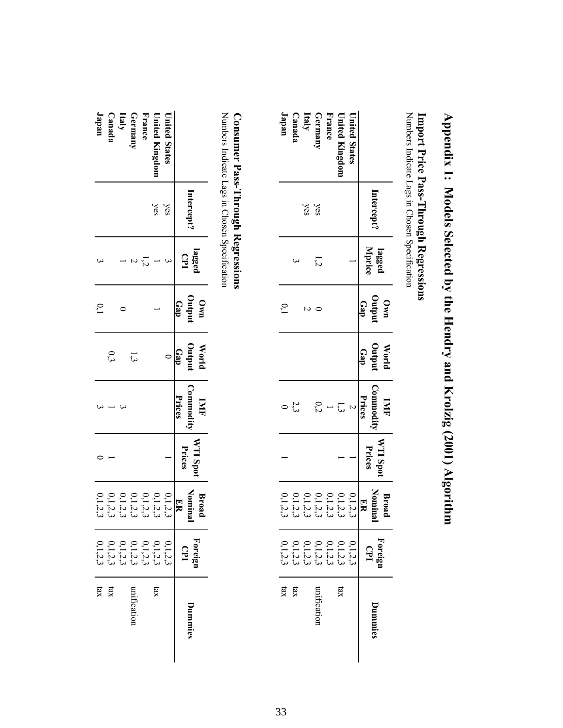# Appendix 1: Models Selected by the Hendry and Krolzig (2001) Algorithm

## Import Price Pass-Through Regressions

Numbers Indicate Lags in Chosen Specification

| | Intercept? | lagged Mprice | Own Output Gap | World Output Gap | IMF Commodity Prices | WTI Spot Prices | Broad Nominal ER | Foreign CPI | Dummies |
|---|---|---|---|---|---|---|---|---|---|
| **United States** | | 1 | | | 2 | 1 | 0,1,2,3 | 0,1,2,3 | |
| **United Kingdom** | | | | | 1,3 | 1 | 0,1,2,3 | 0,1,2,3 | tax |
| **France** | | | | | 1 | | 0,1,2,3 | 0,1,2,3 | |
| **Germany** | | | | | | | 0,1,2,3 | 0,1,2,3 | unification |
| **Italy** | yes | 1,2 | 0 | | 0,2 | | 0,1,2,3 | 0,1,2,3 | |
| **Canada** | yes | 3 | 2 | | 2,3 | 1 | 0,1,2,3 | 0,1,2,3 | tax |
| **Japan** | | | 0,1 | | 0 | | 0,1,2,3 | 0,1,2,3 | tax |

## Consumer Pass-Through Regressions

Numbers Indicate Lags in Chosen Specification

| | Intercept? | lagged CPI | Own Output Gap | World Output Gap | IMF Commodity Prices | WTI Spot Prices | Broad Nominal ER | Foreign CPI | Dummies |
|---|---|---|---|---|---|---|---|---|---|
| **United States** | yes | 3 | | 0 | | | 0,1,2,3 | 0,1,2,3 | |
| **United Kingdom** | yes | 1 | 1 | | | 1 | 0,1,2,3 | 0,1,2,3 | |
| **France** | | 1,2 | | | | | 0,1,2,3 | 0,1,2,3 | tax |
| **Germany** | | 2 | | 1,3 | | | 0,1,2,3 | 0,1,2,3 | unification |
| **Italy** | | 1 | 0 | | 3 | | 0,1,2,3 | 0,1,2,3 | |
| **Canada** | | | | 0,3 | 1 | 1 | 0,1,2,3 | 0,1,2,3 | tax |
| **Japan** | | 3 | 0,1 | | 3 | 0 | 0,1,2,3 | 0,1,2,3 | tax |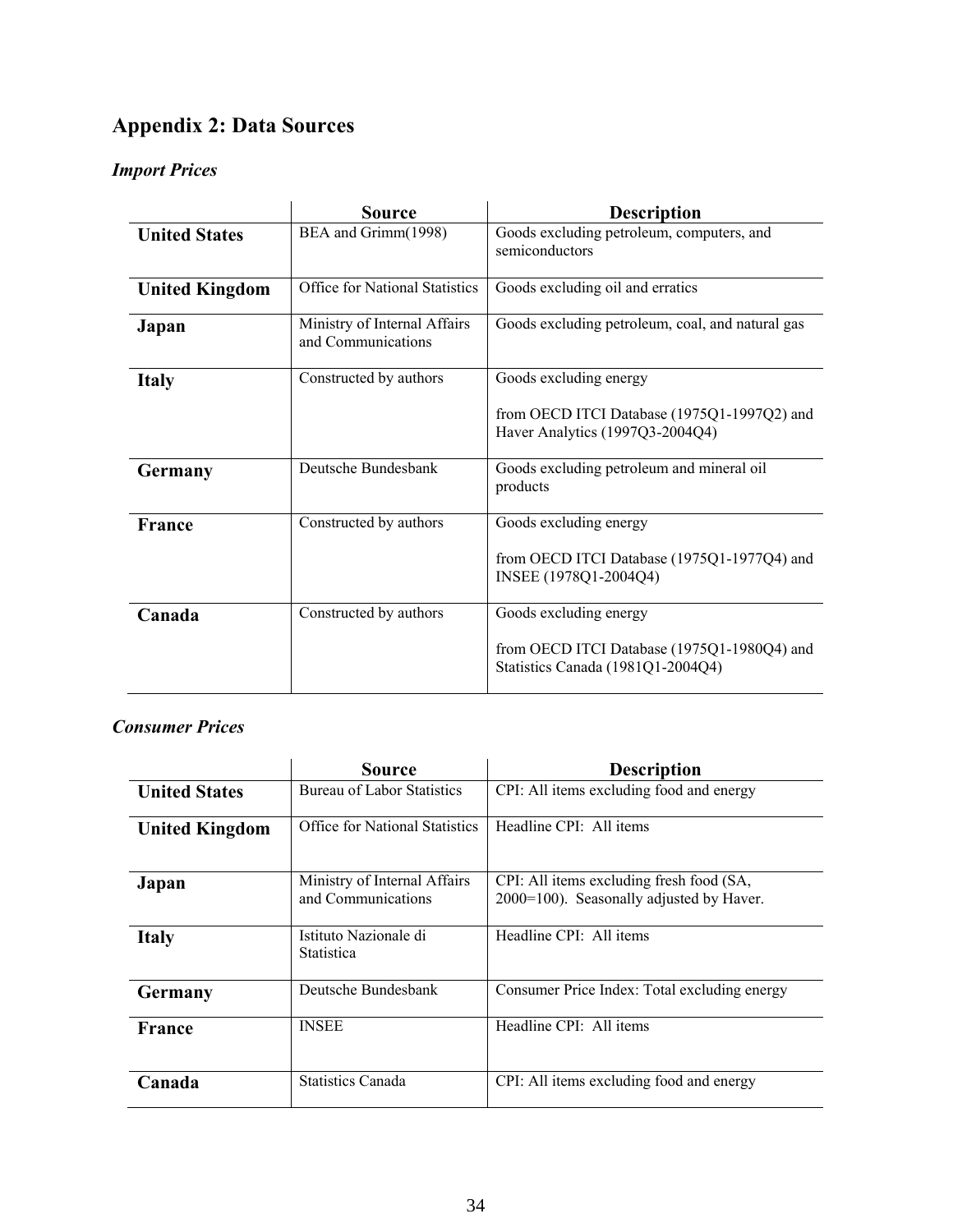## Appendix 2: Data Sources

### *Import Prices*

| | Source | Description |
|---|---|---|
| **United States** | BEA and Grimm(1998) | Goods excluding petroleum, computers, and semiconductors |
| **United Kingdom** | Office for National Statistics | Goods excluding oil and erratics |
| **Japan** | Ministry of Internal Affairs and Communications | Goods excluding petroleum, coal, and natural gas |
| **Italy** | Constructed by authors | Goods excluding energy<br><br>from OECD ITCI Database (1975Q1-1997Q2) and Haver Analytics (1997Q3-2004Q4) |
| **Germany** | Deutsche Bundesbank | Goods excluding petroleum and mineral oil products |
| **France** | Constructed by authors | Goods excluding energy<br><br>from OECD ITCI Database (1975Q1-1977Q4) and INSEE (1978Q1-2004Q4) |
| **Canada** | Constructed by authors | Goods excluding energy<br><br>from OECD ITCI Database (1975Q1-1980Q4) and Statistics Canada (1981Q1-2004Q4) |

### *Consumer Prices*

| | Source | Description |
|---|---|---|
| **United States** | Bureau of Labor Statistics | CPI: All items excluding food and energy |
| **United Kingdom** | Office for National Statistics | Headline CPI: All items |
| **Japan** | Ministry of Internal Affairs and Communications | CPI: All items excluding fresh food (SA, 2000=100). Seasonally adjusted by Haver. |
| **Italy** | Istituto Nazionale di Statistica | Headline CPI: All items |
| **Germany** | Deutsche Bundesbank | Consumer Price Index: Total excluding energy |
| **France** | INSEE | Headline CPI: All items |
| **Canada** | Statistics Canada | CPI: All items excluding food and energy |